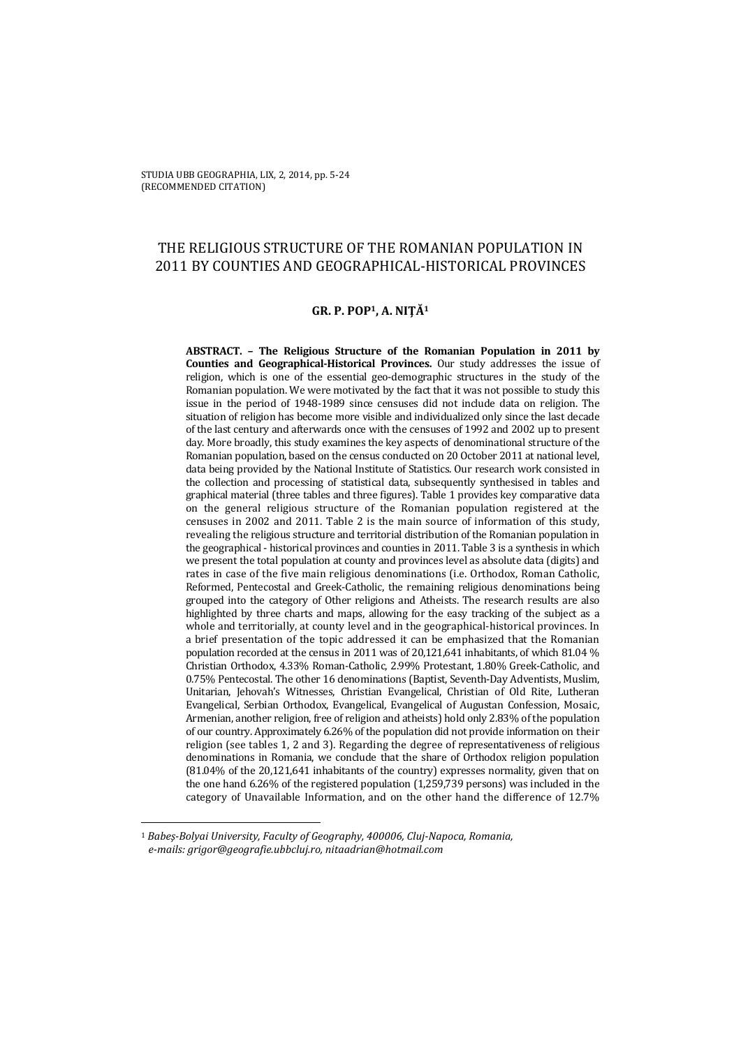STUDIA UBB GEOGRAPHIA, LIX, 2, 2014, pp. 5-24
(RECOMMENDED CITATION)

# THE RELIGIOUS STRUCTURE OF THE ROMANIAN POPULATION IN 2011 BY COUNTIES AND GEOGRAPHICAL-HISTORICAL PROVINCES

**GR. P. POP[1], A. NIŢĂ[1]**

**ABSTRACT. – The Religious Structure of the Romanian Population in 2011 by Counties and Geographical-Historical Provinces.** Our study addresses the issue of religion, which is one of the essential geo-demographic structures in the study of the Romanian population. We were motivated by the fact that it was not possible to study this issue in the period of 1948-1989 since censuses did not include data on religion. The situation of religion has become more visible and individualized only since the last decade of the last century and afterwards once with the censuses of 1992 and 2002 up to present day. More broadly, this study examines the key aspects of denominational structure of the Romanian population, based on the census conducted on 20 October 2011 at national level, data being provided by the National Institute of Statistics. Our research work consisted in the collection and processing of statistical data, subsequently synthesised in tables and graphical material (three tables and three figures). Table 1 provides key comparative data on the general religious structure of the Romanian population registered at the censuses in 2002 and 2011. Table 2 is the main source of information of this study, revealing the religious structure and territorial distribution of the Romanian population in the geographical - historical provinces and counties in 2011. Table 3 is a synthesis in which we present the total population at county and provinces level as absolute data (digits) and rates in case of the five main religious denominations (i.e. Orthodox, Roman Catholic, Reformed, Pentecostal and Greek-Catholic, the remaining religious denominations being grouped into the category of Other religions and Atheists. The research results are also highlighted by three charts and maps, allowing for the easy tracking of the subject as a whole and territorially, at county level and in the geographical-historical provinces. In a brief presentation of the topic addressed it can be emphasized that the Romanian population recorded at the census in 2011 was of 20,121,641 inhabitants, of which 81.04 % Christian Orthodox, 4.33% Roman-Catholic, 2.99% Protestant, 1.80% Greek-Catholic, and 0.75% Pentecostal. The other 16 denominations (Baptist, Seventh-Day Adventists, Muslim, Unitarian, Jehovah's Witnesses, Christian Evangelical, Christian of Old Rite, Lutheran Evangelical, Serbian Orthodox, Evangelical, Evangelical of Augustan Confession, Mosaic, Armenian, another religion, free of religion and atheists) hold only 2.83% of the population of our country. Approximately 6.26% of the population did not provide information on their religion (see tables 1, 2 and 3). Regarding the degree of representativeness of religious denominations in Romania, we conclude that the share of Orthodox religion population (81.04% of the 20,121,641 inhabitants of the country) expresses normality, given that on the one hand 6.26% of the registered population (1,259,739 persons) was included in the category of Unavailable Information, and on the other hand the difference of 12.7%

---

[1] *Babeş-Bolyai University, Faculty of Geography, 400006, Cluj-Napoca, Romania, e-mails: grigor@geografie.ubbcluj.ro, nitaadrian@hotmail.com*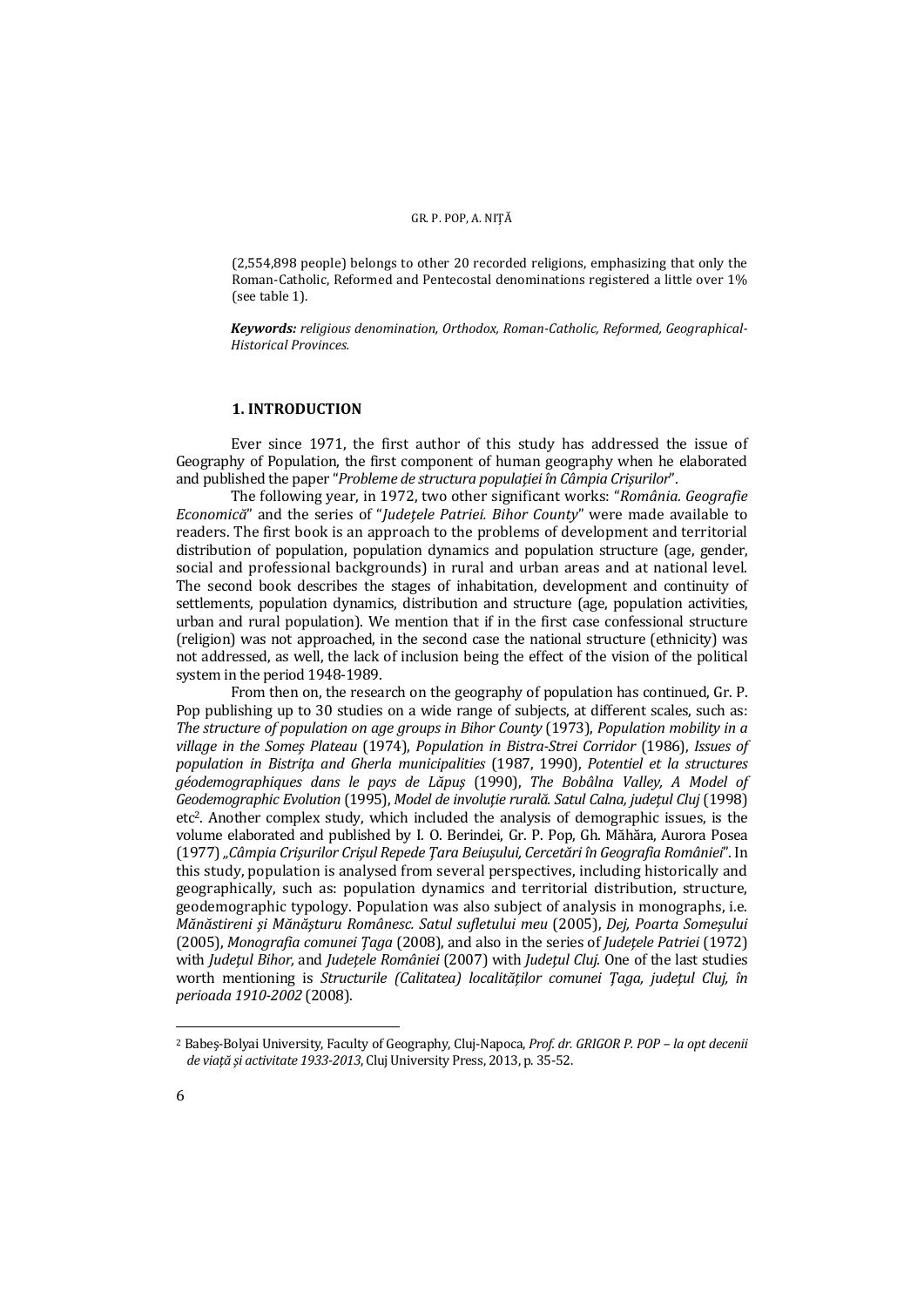(2,554,898 people) belongs to other 20 recorded religions, emphasizing that only the Roman-Catholic, Reformed and Pentecostal denominations registered a little over 1% (see table 1).

***Keywords:*** *religious denomination, Orthodox, Roman-Catholic, Reformed, Geographical-Historical Provinces.*

## 1. INTRODUCTION

Ever since 1971, the first author of this study has addressed the issue of Geography of Population, the first component of human geography when he elaborated and published the paper "*Probleme de structura populației în Câmpia Crișurilor*".

The following year, in 1972, two other significant works: "*România. Geografie Economică*" and the series of "*Județele Patriei. Bihor County*" were made available to readers. The first book is an approach to the problems of development and territorial distribution of population, population dynamics and population structure (age, gender, social and professional backgrounds) in rural and urban areas and at national level. The second book describes the stages of inhabitation, development and continuity of settlements, population dynamics, distribution and structure (age, population activities, urban and rural population). We mention that if in the first case confessional structure (religion) was not approached, in the second case the national structure (ethnicity) was not addressed, as well, the lack of inclusion being the effect of the vision of the political system in the period 1948-1989.

From then on, the research on the geography of population has continued, Gr. P. Pop publishing up to 30 studies on a wide range of subjects, at different scales, such as: *The structure of population on age groups in Bihor County* (1973), *Population mobility in a village in the Someș Plateau* (1974), *Population in Bistra-Strei Corridor* (1986), *Issues of population in Bistrița and Gherla municipalities* (1987, 1990), *Potentiel et la structures géodemographiques dans le pays de Lăpuș* (1990), *The Bobâlna Valley, A Model of Geodemographic Evolution* (1995), *Model de involuție rurală. Satul Calna, județul Cluj* (1998) etc[2]. Another complex study, which included the analysis of demographic issues, is the volume elaborated and published by I. O. Berindei, Gr. P. Pop, Gh. Măhăra, Aurora Posea (1977) *„Câmpia Crișurilor Crișul Repede Țara Beiușului, Cercetări în Geografia României"*. In this study, population is analysed from several perspectives, including historically and geographically, such as: population dynamics and territorial distribution, structure, geodemographic typology. Population was also subject of analysis in monographs, i.e. *Mănăstireni și Mănășturu Românesc. Satul sufletului meu* (2005), *Dej, Poarta Someșului* (2005), *Monografia comunei Țaga* (2008), and also in the series of *Județele Patriei* (1972) with *Județul Bihor,* and *Județele României* (2007) with *Județul Cluj.* One of the last studies worth mentioning is *Structurile (Calitatea) localităților comunei Țaga, județul Cluj, în perioada 1910-2002* (2008).

---

[2] Babeș-Bolyai University, Faculty of Geography, Cluj-Napoca, *Prof. dr. GRIGOR P. POP – la opt decenii de viață și activitate 1933-2013*, Cluj University Press, 2013, p. 35-52.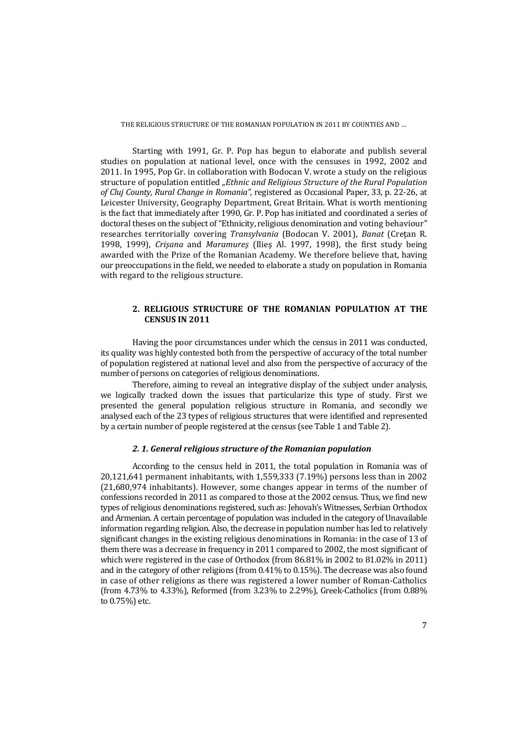Starting with 1991, Gr. P. Pop has begun to elaborate and publish several studies on population at national level, once with the censuses in 1992, 2002 and 2011. In 1995, Pop Gr. in collaboration with Bodocan V. wrote a study on the religious structure of population entitled *„Ethnic and Religious Structure of the Rural Population of Cluj County, Rural Change in Romania",* registered as Occasional Paper, 33, p. 22-26, at Leicester University, Geography Department, Great Britain. What is worth mentioning is the fact that immediately after 1990, Gr. P. Pop has initiated and coordinated a series of doctoral theses on the subject of "Ethnicity, religious denomination and voting behaviour" researches territorially covering *Transylvania* (Bodocan V. 2001), *Banat* (Creţan R. 1998, 1999), *Crişana* and *Maramureş* (Ilieş Al. 1997, 1998), the first study being awarded with the Prize of the Romanian Academy. We therefore believe that, having our preoccupations in the field, we needed to elaborate a study on population in Romania with regard to the religious structure.

## 2. RELIGIOUS STRUCTURE OF THE ROMANIAN POPULATION AT THE CENSUS IN 2011

Having the poor circumstances under which the census in 2011 was conducted, its quality was highly contested both from the perspective of accuracy of the total number of population registered at national level and also from the perspective of accuracy of the number of persons on categories of religious denominations.

Therefore, aiming to reveal an integrative display of the subject under analysis, we logically tracked down the issues that particularize this type of study. First we presented the general population religious structure in Romania, and secondly we analysed each of the 23 types of religious structures that were identified and represented by a certain number of people registered at the census (see Table 1 and Table 2).

### *2. 1. General religious structure of the Romanian population*

According to the census held in 2011, the total population in Romania was of 20,121,641 permanent inhabitants, with 1,559,333 (7.19%) persons less than in 2002 (21,680,974 inhabitants). However, some changes appear in terms of the number of confessions recorded in 2011 as compared to those at the 2002 census. Thus, we find new types of religious denominations registered, such as: Jehovah's Witnesses, Serbian Orthodox and Armenian. A certain percentage of population was included in the category of Unavailable information regarding religion. Also, the decrease in population number has led to relatively significant changes in the existing religious denominations in Romania: in the case of 13 of them there was a decrease in frequency in 2011 compared to 2002, the most significant of which were registered in the case of Orthodox (from 86.81% in 2002 to 81.02% in 2011) and in the category of other religions (from 0.41% to 0.15%). The decrease was also found in case of other religions as there was registered a lower number of Roman-Catholics (from 4.73% to 4.33%), Reformed (from 3.23% to 2.29%), Greek-Catholics (from 0.88% to 0.75%) etc.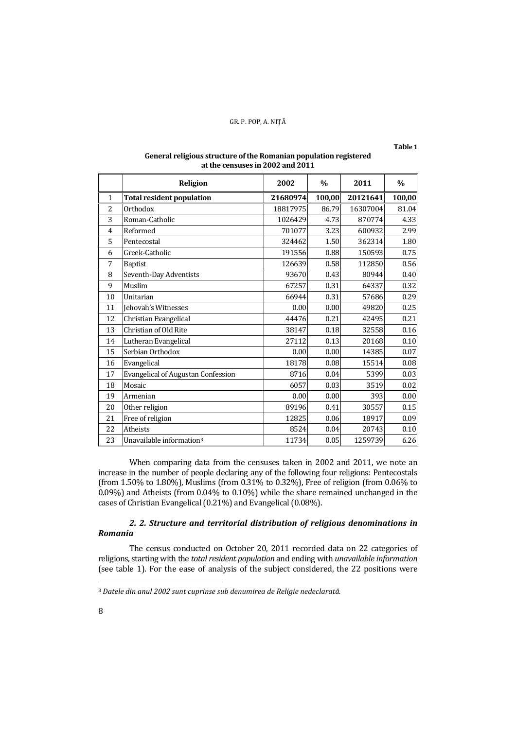**Table 1**

**General religious structure of the Romanian population registered at the censuses in 2002 and 2011**

| | Religion | 2002 | % | 2011 | % |
|---|---|---|---|---|---|
| 1 | **Total resident population** | **21680974** | **100,00** | **20121641** | **100,00** |
| 2 | Orthodox | 18817975 | 86.79 | 16307004 | 81.04 |
| 3 | Roman-Catholic | 1026429 | 4.73 | 870774 | 4.33 |
| 4 | Reformed | 701077 | 3.23 | 600932 | 2.99 |
| 5 | Pentecostal | 324462 | 1.50 | 362314 | 1.80 |
| 6 | Greek-Catholic | 191556 | 0.88 | 150593 | 0.75 |
| 7 | Baptist | 126639 | 0.58 | 112850 | 0.56 |
| 8 | Seventh-Day Adventists | 93670 | 0.43 | 80944 | 0.40 |
| 9 | Muslim | 67257 | 0.31 | 64337 | 0.32 |
| 10 | Unitarian | 66944 | 0.31 | 57686 | 0.29 |
| 11 | Jehovah's Witnesses | 0.00 | 0.00 | 49820 | 0.25 |
| 12 | Christian Evangelical | 44476 | 0.21 | 42495 | 0.21 |
| 13 | Christian of Old Rite | 38147 | 0.18 | 32558 | 0.16 |
| 14 | Lutheran Evangelical | 27112 | 0.13 | 20168 | 0.10 |
| 15 | Serbian Orthodox | 0.00 | 0.00 | 14385 | 0.07 |
| 16 | Evangelical | 18178 | 0.08 | 15514 | 0.08 |
| 17 | Evangelical of Augustan Confession | 8716 | 0.04 | 5399 | 0.03 |
| 18 | Mosaic | 6057 | 0.03 | 3519 | 0.02 |
| 19 | Armenian | 0.00 | 0.00 | 393 | 0.00 |
| 20 | Other religion | 89196 | 0.41 | 30557 | 0.15 |
| 21 | Free of religion | 12825 | 0.06 | 18917 | 0.09 |
| 22 | Atheists | 8524 | 0.04 | 20743 | 0.10 |
| 23 | Unavailable information[3] | 11734 | 0.05 | 1259739 | 6.26 |

When comparing data from the censuses taken in 2002 and 2011, we note an increase in the number of people declaring any of the following four religions: Pentecostals (from 1.50% to 1.80%), Muslims (from 0.31% to 0.32%), Free of religion (from 0.06% to 0.09%) and Atheists (from 0.04% to 0.10%) while the share remained unchanged in the cases of Christian Evangelical (0.21%) and Evangelical (0.08%).

### *2. 2. Structure and territorial distribution of religious denominations in Romania*

The census conducted on October 20, 2011 recorded data on 22 categories of religions, starting with the *total resident population* and ending with *unavailable information* (see table 1). For the ease of analysis of the subject considered, the 22 positions were

---

[3] *Datele din anul 2002 sunt cuprinse sub denumirea de Religie nedeclarată.*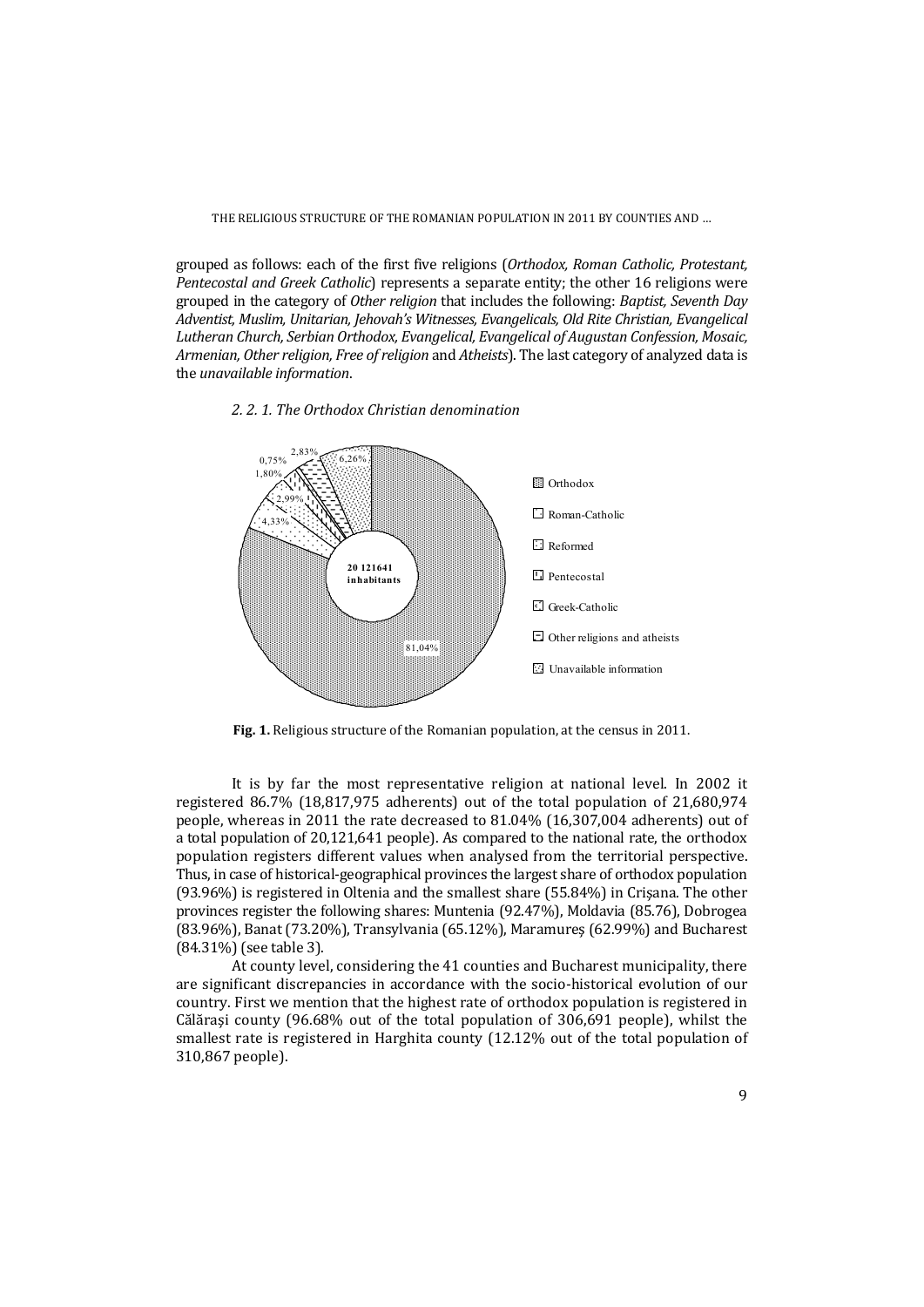grouped as follows: each of the first five religions (*Orthodox, Roman Catholic, Protestant, Pentecostal and Greek Catholic*) represents a separate entity; the other 16 religions were grouped in the category of *Other religion* that includes the following: *Baptist, Seventh Day Adventist, Muslim, Unitarian, Jehovah's Witnesses, Evangelicals, Old Rite Christian, Evangelical Lutheran Church, Serbian Orthodox, Evangelical, Evangelical of Augustan Confession, Mosaic, Armenian, Other religion, Free of religion* and *Atheists*). The last category of analyzed data is the *unavailable information*.

*2. 2. 1. The Orthodox Christian denomination*

**Fig. 1.** Religious structure of the Romanian population, at the census in 2011.

It is by far the most representative religion at national level. In 2002 it registered 86.7% (18,817,975 adherents) out of the total population of 21,680,974 people, whereas in 2011 the rate decreased to 81.04% (16,307,004 adherents) out of a total population of 20,121,641 people). As compared to the national rate, the orthodox population registers different values when analysed from the territorial perspective. Thus, in case of historical-geographical provinces the largest share of orthodox population (93.96%) is registered in Oltenia and the smallest share (55.84%) in Crișana. The other provinces register the following shares: Muntenia (92.47%), Moldavia (85.76), Dobrogea (83.96%), Banat (73.20%), Transylvania (65.12%), Maramureș (62.99%) and Bucharest (84.31%) (see table 3).

At county level, considering the 41 counties and Bucharest municipality, there are significant discrepancies in accordance with the socio-historical evolution of our country. First we mention that the highest rate of orthodox population is registered in Călărași county (96.68% out of the total population of 306,691 people), whilst the smallest rate is registered in Harghita county (12.12% out of the total population of 310,867 people).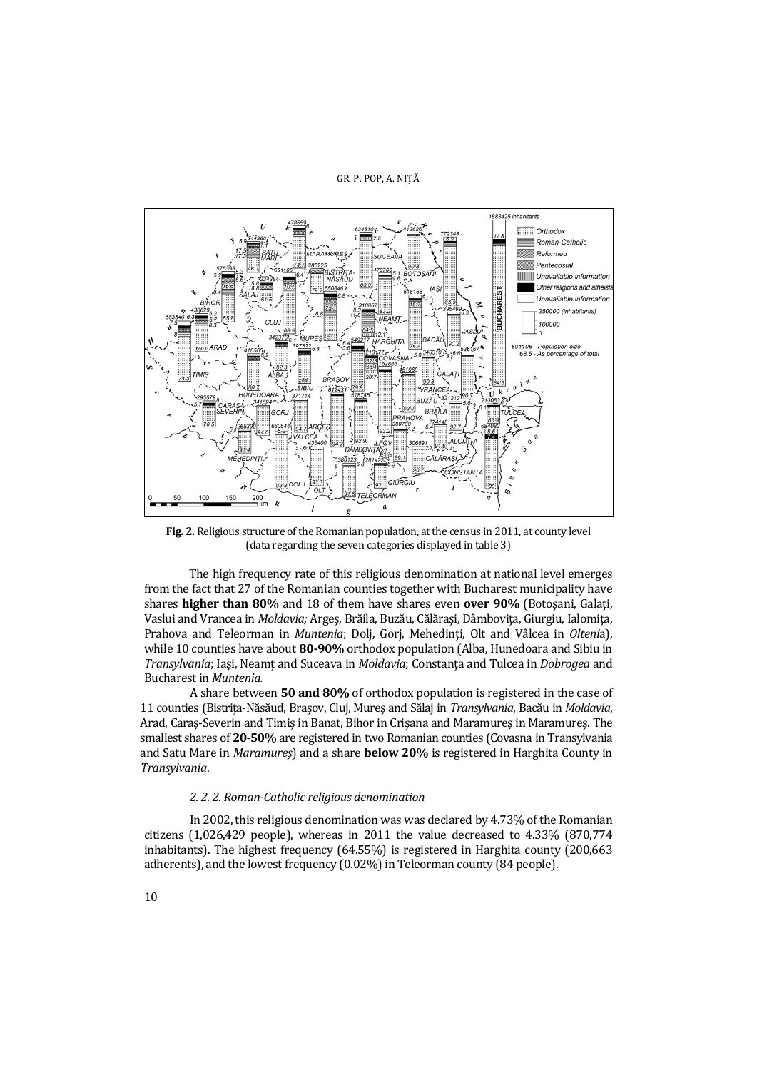**Fig. 2.** Religious structure of the Romanian population, at the census in 2011, at county level (data regarding the seven categories displayed in table 3)

The high frequency rate of this religious denomination at national level emerges from the fact that 27 of the Romanian counties together with Bucharest municipality have shares **higher than 80%** and 18 of them have shares even **over 90%** (Botoşani, Galaţi, Vaslui and Vrancea in *Moldavia;* Argeş, Brăila, Buzău, Călăraşi, Dâmboviţa, Giurgiu, Ialomiţa, Prahova and Teleorman in *Muntenia*; Dolj, Gorj, Mehedinţi, Olt and Vâlcea in *Oltenia*), while 10 counties have about **80-90%** orthodox population (Alba, Hunedoara and Sibiu in *Transylvania*; Iaşi, Neamţ and Suceava in *Moldavia*; Constanţa and Tulcea in *Dobrogea* and Bucharest in *Muntenia.*

A share between **50 and 80%** of orthodox population is registered in the case of 11 counties (Bistriţa-Năsăud, Braşov, Cluj, Mureş and Sălaj in *Transylvania*, Bacău in *Moldavia*, Arad, Caraş-Severin and Timiş in Banat, Bihor in Crişana and Maramureş in Maramureş. The smallest shares of **20-50%** are registered in two Romanian counties (Covasna in Transylvania and Satu Mare in *Maramureş*) and a share **below 20%** is registered in Harghita County in *Transylvania*.

### *2. 2. 2. Roman-Catholic religious denomination*

In 2002, this religious denomination was was declared by 4.73% of the Romanian citizens (1,026,429 people), whereas in 2011 the value decreased to 4.33% (870,774 inhabitants). The highest frequency (64.55%) is registered in Harghita county (200,663 adherents), and the lowest frequency (0.02%) in Teleorman county (84 people).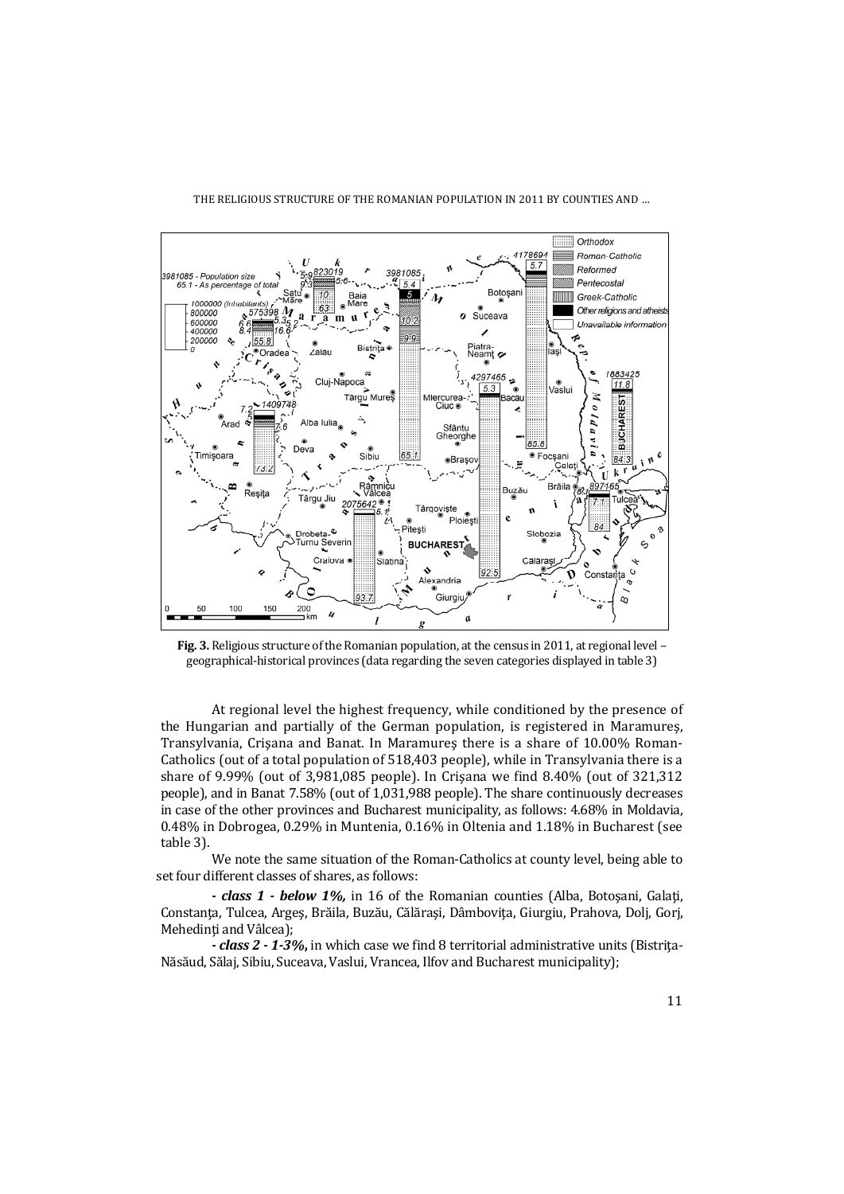**Fig. 3.** Religious structure of the Romanian population, at the census in 2011, at regional level – geographical-historical provinces (data regarding the seven categories displayed in table 3)

At regional level the highest frequency, while conditioned by the presence of the Hungarian and partially of the German population, is registered in Maramureş, Transylvania, Crişana and Banat. In Maramureş there is a share of 10.00% Roman-Catholics (out of a total population of 518,403 people), while in Transylvania there is a share of 9.99% (out of 3,981,085 people). In Crişana we find 8.40% (out of 321,312 people), and in Banat 7.58% (out of 1,031,988 people). The share continuously decreases in case of the other provinces and Bucharest municipality, as follows: 4.68% in Moldavia, 0.48% in Dobrogea, 0.29% in Muntenia, 0.16% in Oltenia and 1.18% in Bucharest (see table 3).

We note the same situation of the Roman-Catholics at county level, being able to set four different classes of shares, as follows:

***- class 1 - below 1%,*** in 16 of the Romanian counties (Alba, Botoşani, Galaţi, Constanţa, Tulcea, Argeş, Brăila, Buzău, Călăraşi, Dâmboviţa, Giurgiu, Prahova, Dolj, Gorj, Mehedinţi and Vâlcea);

***- class 2 - 1-3%,*** in which case we find 8 territorial administrative units (Bistriţa-Năsăud, Sălaj, Sibiu, Suceava, Vaslui, Vrancea, Ilfov and Bucharest municipality);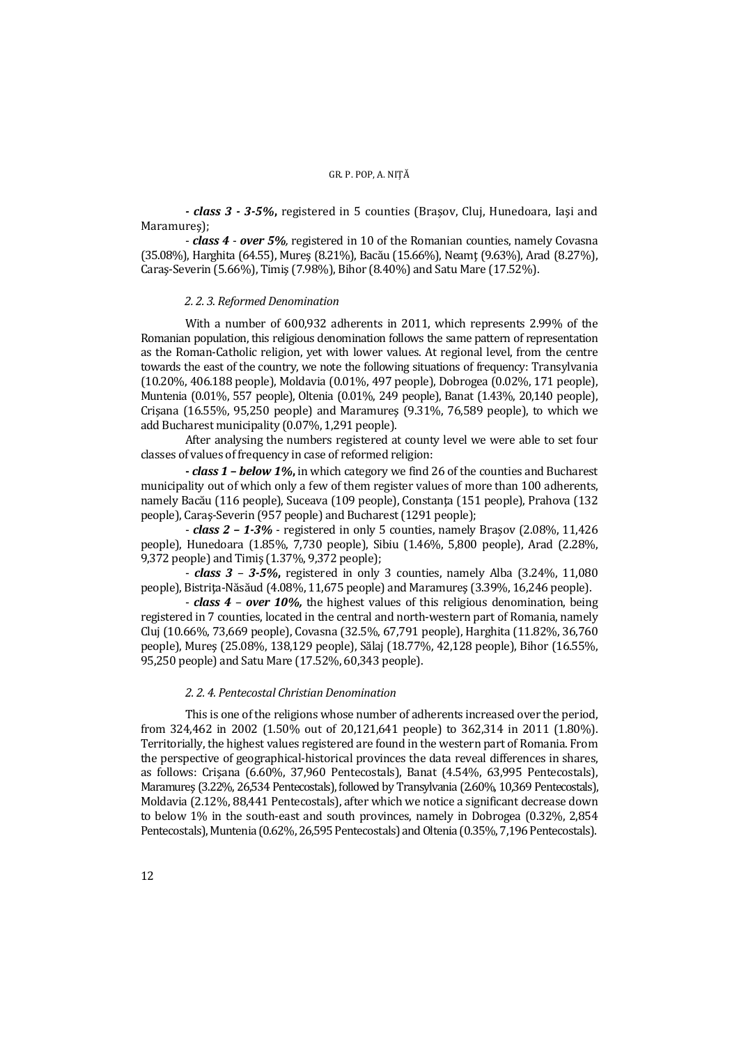- ***class 3 - 3-5%***, registered in 5 counties (Braşov, Cluj, Hunedoara, Iaşi and Maramureş);

- ***class 4 - over 5%***, registered in 10 of the Romanian counties, namely Covasna (35.08%), Harghita (64.55), Mureş (8.21%), Bacău (15.66%), Neamţ (9.63%), Arad (8.27%), Caraş-Severin (5.66%), Timiş (7.98%), Bihor (8.40%) and Satu Mare (17.52%).

#### *2. 2. 3. Reformed Denomination*

With a number of 600,932 adherents in 2011, which represents 2.99% of the Romanian population, this religious denomination follows the same pattern of representation as the Roman-Catholic religion, yet with lower values. At regional level, from the centre towards the east of the country, we note the following situations of frequency: Transylvania (10.20%, 406.188 people), Moldavia (0.01%, 497 people), Dobrogea (0.02%, 171 people), Muntenia (0.01%, 557 people), Oltenia (0.01%, 249 people), Banat (1.43%, 20,140 people), Crişana (16.55%, 95,250 people) and Maramureş (9.31%, 76,589 people), to which we add Bucharest municipality (0.07%, 1,291 people).

After analysing the numbers registered at county level we were able to set four classes of values of frequency in case of reformed religion:

- ***class 1 – below 1%***, in which category we find 26 of the counties and Bucharest municipality out of which only a few of them register values of more than 100 adherents, namely Bacău (116 people), Suceava (109 people), Constanţa (151 people), Prahova (132 people), Caraş-Severin (957 people) and Bucharest (1291 people);

- ***class 2 – 1-3%*** - registered in only 5 counties, namely Braşov (2.08%, 11,426 people), Hunedoara (1.85%, 7,730 people), Sibiu (1.46%, 5,800 people), Arad (2.28%, 9,372 people) and Timiş (1.37%, 9,372 people);

- ***class 3 – 3-5%***, registered in only 3 counties, namely Alba (3.24%, 11,080 people), Bistriţa-Năsăud (4.08%, 11,675 people) and Maramureş (3.39%, 16,246 people).

- ***class 4 – over 10%***, the highest values of this religious denomination, being registered in 7 counties, located in the central and north-western part of Romania, namely Cluj (10.66%, 73,669 people), Covasna (32.5%, 67,791 people), Harghita (11.82%, 36,760 people), Mureş (25.08%, 138,129 people), Sălaj (18.77%, 42,128 people), Bihor (16.55%, 95,250 people) and Satu Mare (17.52%, 60,343 people).

#### *2. 2. 4. Pentecostal Christian Denomination*

This is one of the religions whose number of adherents increased over the period, from 324,462 in 2002 (1.50% out of 20,121,641 people) to 362,314 in 2011 (1.80%). Territorially, the highest values registered are found in the western part of Romania. From the perspective of geographical-historical provinces the data reveal differences in shares, as follows: Crişana (6.60%, 37,960 Pentecostals), Banat (4.54%, 63,995 Pentecostals), Maramureş (3.22%, 26,534 Pentecostals), followed by Transylvania (2.60%, 10,369 Pentecostals), Moldavia (2.12%, 88,441 Pentecostals), after which we notice a significant decrease down to below 1% in the south-east and south provinces, namely in Dobrogea (0.32%, 2,854 Pentecostals), Muntenia (0.62%, 26,595 Pentecostals) and Oltenia (0.35%, 7,196 Pentecostals).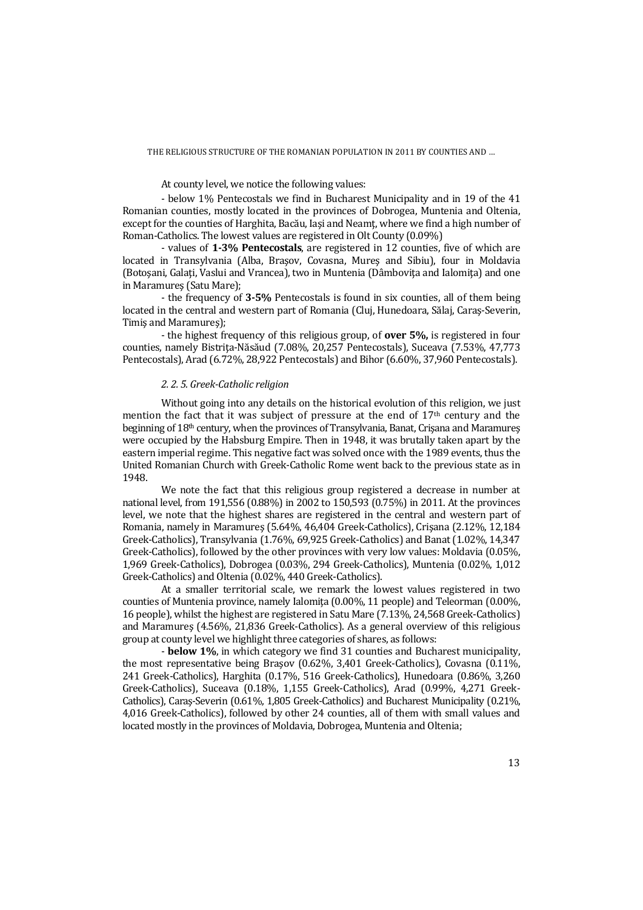At county level, we notice the following values:

- below 1% Pentecostals we find in Bucharest Municipality and in 19 of the 41 Romanian counties, mostly located in the provinces of Dobrogea, Muntenia and Oltenia, except for the counties of Harghita, Bacău, Iași and Neamț, where we find a high number of Roman-Catholics. The lowest values are registered in Olt County (0.09%)

- values of **1-3% Pentecostals**, are registered in 12 counties, five of which are located in Transylvania (Alba, Brașov, Covasna, Mureș and Sibiu), four in Moldavia (Botoșani, Galați, Vaslui and Vrancea), two in Muntenia (Dâmbovița and Ialomița) and one in Maramureș (Satu Mare);

- the frequency of **3-5%** Pentecostals is found in six counties, all of them being located in the central and western part of Romania (Cluj, Hunedoara, Sălaj, Caraș-Severin, Timiș and Maramureș);

- the highest frequency of this religious group, of **over 5%,** is registered in four counties, namely Bistrița-Năsăud (7.08%, 20,257 Pentecostals), Suceava (7.53%, 47,773 Pentecostals), Arad (6.72%, 28,922 Pentecostals) and Bihor (6.60%, 37,960 Pentecostals).

#### *2. 2. 5. Greek-Catholic religion*

Without going into any details on the historical evolution of this religion, we just mention the fact that it was subject of pressure at the end of 17th century and the beginning of 18th century, when the provinces of Transylvania, Banat, Crișana and Maramureș were occupied by the Habsburg Empire. Then in 1948, it was brutally taken apart by the eastern imperial regime. This negative fact was solved once with the 1989 events, thus the United Romanian Church with Greek-Catholic Rome went back to the previous state as in 1948.

We note the fact that this religious group registered a decrease in number at national level, from 191,556 (0.88%) in 2002 to 150,593 (0.75%) in 2011. At the provinces level, we note that the highest shares are registered in the central and western part of Romania, namely in Maramureș (5.64%, 46,404 Greek-Catholics), Crișana (2.12%, 12,184 Greek-Catholics), Transylvania (1.76%, 69,925 Greek-Catholics) and Banat (1.02%, 14,347 Greek-Catholics), followed by the other provinces with very low values: Moldavia (0.05%, 1,969 Greek-Catholics), Dobrogea (0.03%, 294 Greek-Catholics), Muntenia (0.02%, 1,012 Greek-Catholics) and Oltenia (0.02%, 440 Greek-Catholics).

At a smaller territorial scale, we remark the lowest values registered in two counties of Muntenia province, namely Ialomița (0.00%, 11 people) and Teleorman (0.00%, 16 people), whilst the highest are registered in Satu Mare (7.13%, 24,568 Greek-Catholics) and Maramureș (4.56%, 21,836 Greek-Catholics). As a general overview of this religious group at county level we highlight three categories of shares, as follows:

- **below 1%**, in which category we find 31 counties and Bucharest municipality, the most representative being Brașov (0.62%, 3,401 Greek-Catholics), Covasna (0.11%, 241 Greek-Catholics), Harghita (0.17%, 516 Greek-Catholics), Hunedoara (0.86%, 3,260 Greek-Catholics), Suceava (0.18%, 1,155 Greek-Catholics), Arad (0.99%, 4,271 Greek-Catholics), Caraș-Severin (0.61%, 1,805 Greek-Catholics) and Bucharest Municipality (0.21%, 4,016 Greek-Catholics), followed by other 24 counties, all of them with small values and located mostly in the provinces of Moldavia, Dobrogea, Muntenia and Oltenia;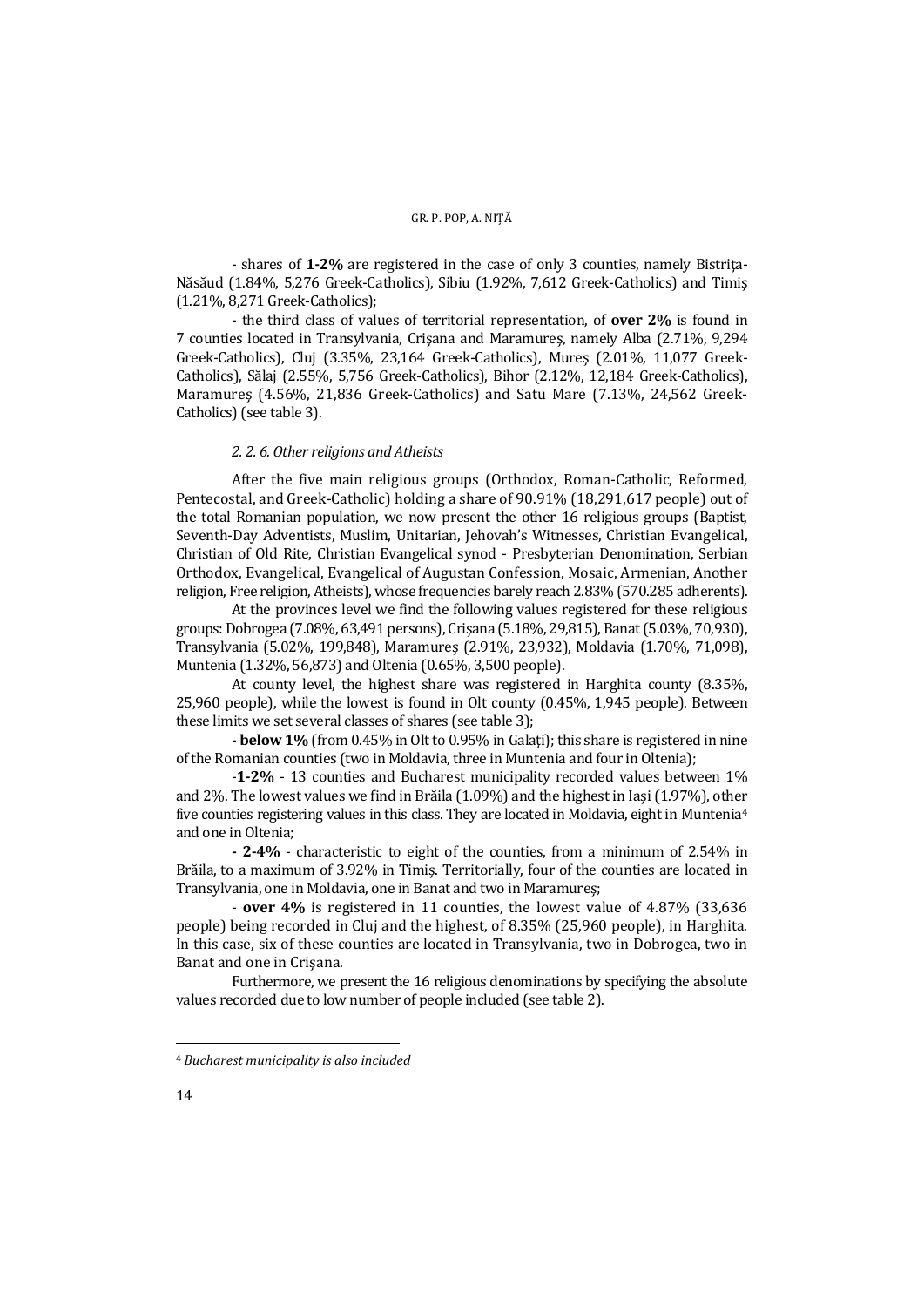- shares of **1-2%** are registered in the case of only 3 counties, namely Bistriţa-Năsăud (1.84%, 5,276 Greek-Catholics), Sibiu (1.92%, 7,612 Greek-Catholics) and Timiş (1.21%, 8,271 Greek-Catholics);

- the third class of values of territorial representation, of **over 2%** is found in 7 counties located in Transylvania, Crişana and Maramureş, namely Alba (2.71%, 9,294 Greek-Catholics), Cluj (3.35%, 23,164 Greek-Catholics), Mureş (2.01%, 11,077 Greek-Catholics), Sălaj (2.55%, 5,756 Greek-Catholics), Bihor (2.12%, 12,184 Greek-Catholics), Maramureş (4.56%, 21,836 Greek-Catholics) and Satu Mare (7.13%, 24,562 Greek-Catholics) (see table 3).

*2. 2. 6. Other religions and Atheists*

After the five main religious groups (Orthodox, Roman-Catholic, Reformed, Pentecostal, and Greek-Catholic) holding a share of 90.91% (18,291,617 people) out of the total Romanian population, we now present the other 16 religious groups (Baptist, Seventh-Day Adventists, Muslim, Unitarian, Jehovah's Witnesses, Christian Evangelical, Christian of Old Rite, Christian Evangelical synod - Presbyterian Denomination, Serbian Orthodox, Evangelical, Evangelical of Augustan Confession, Mosaic, Armenian, Another religion, Free religion, Atheists), whose frequencies barely reach 2.83% (570.285 adherents).

At the provinces level we find the following values registered for these religious groups: Dobrogea (7.08%, 63,491 persons), Crişana (5.18%, 29,815), Banat (5.03%, 70,930), Transylvania (5.02%, 199,848), Maramureş (2.91%, 23,932), Moldavia (1.70%, 71,098), Muntenia (1.32%, 56,873) and Oltenia (0.65%, 3,500 people).

At county level, the highest share was registered in Harghita county (8.35%, 25,960 people), while the lowest is found in Olt county (0.45%, 1,945 people). Between these limits we set several classes of shares (see table 3);

- **below 1%** (from 0.45% in Olt to 0.95% in Galaţi); this share is registered in nine of the Romanian counties (two in Moldavia, three in Muntenia and four in Oltenia);

-**1-2%** - 13 counties and Bucharest municipality recorded values between 1% and 2%. The lowest values we find in Brăila (1.09%) and the highest in Iaşi (1.97%), other five counties registering values in this class. They are located in Moldavia, eight in Muntenia[4] and one in Oltenia;

**- 2-4%** - characteristic to eight of the counties, from a minimum of 2.54% in Brăila, to a maximum of 3.92% in Timiş. Territorially, four of the counties are located in Transylvania, one in Moldavia, one in Banat and two in Maramureş;

- **over 4%** is registered in 11 counties, the lowest value of 4.87% (33,636 people) being recorded in Cluj and the highest, of 8.35% (25,960 people), in Harghita. In this case, six of these counties are located in Transylvania, two in Dobrogea, two in Banat and one in Crişana.

Furthermore, we present the 16 religious denominations by specifying the absolute values recorded due to low number of people included (see table 2).

[4] *Bucharest municipality is also included*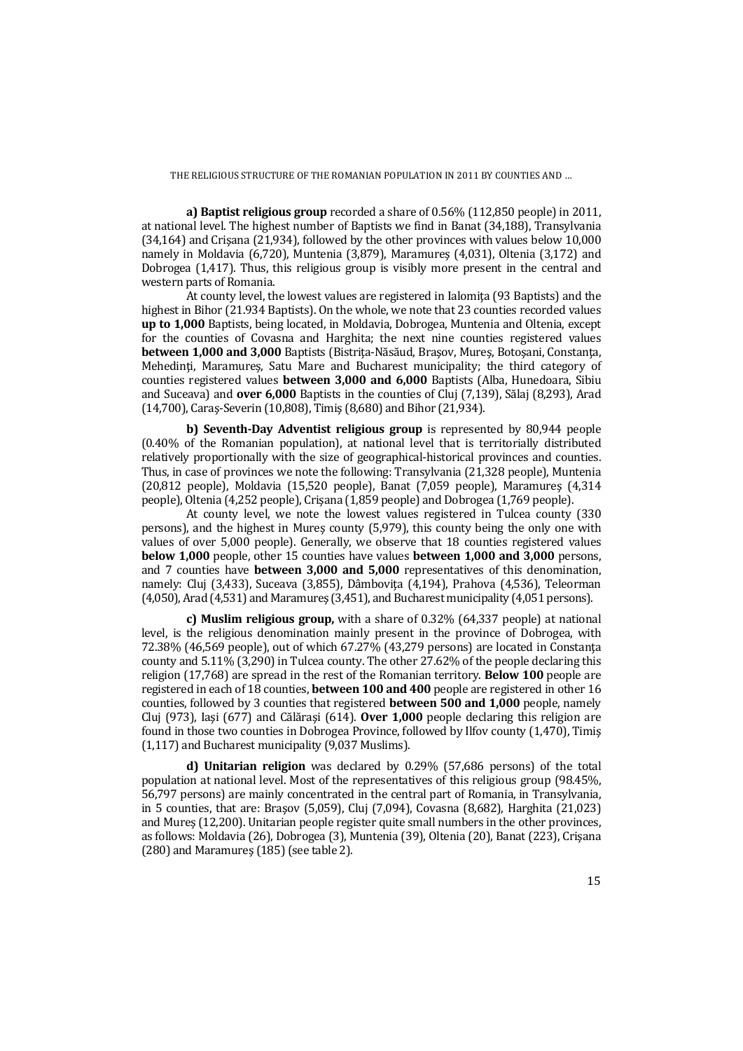**a) Baptist religious group** recorded a share of 0.56% (112,850 people) in 2011, at national level. The highest number of Baptists we find in Banat (34,188), Transylvania (34,164) and Crişana (21,934), followed by the other provinces with values below 10,000 namely in Moldavia (6,720), Muntenia (3,879), Maramureş (4,031), Oltenia (3,172) and Dobrogea (1,417). Thus, this religious group is visibly more present in the central and western parts of Romania.

At county level, the lowest values are registered in Ialomiţa (93 Baptists) and the highest in Bihor (21.934 Baptists). On the whole, we note that 23 counties recorded values **up to 1,000** Baptists, being located, in Moldavia, Dobrogea, Muntenia and Oltenia, except for the counties of Covasna and Harghita; the next nine counties registered values **between 1,000 and 3,000** Baptists (Bistriţa-Năsăud, Braşov, Mureş, Botoşani, Constanţa, Mehedinţi, Maramureş, Satu Mare and Bucharest municipality; the third category of counties registered values **between 3,000 and 6,000** Baptists (Alba, Hunedoara, Sibiu and Suceava) and **over 6,000** Baptists in the counties of Cluj (7,139), Sălaj (8,293), Arad (14,700), Caraş-Severin (10,808), Timiş (8,680) and Bihor (21,934).

**b) Seventh-Day Adventist religious group** is represented by 80,944 people (0.40% of the Romanian population), at national level that is territorially distributed relatively proportionally with the size of geographical-historical provinces and counties. Thus, in case of provinces we note the following: Transylvania (21,328 people), Muntenia (20,812 people), Moldavia (15,520 people), Banat (7,059 people), Maramureş (4,314 people), Oltenia (4,252 people), Crişana (1,859 people) and Dobrogea (1,769 people).

At county level, we note the lowest values registered in Tulcea county (330 persons), and the highest in Mureş county (5,979), this county being the only one with values of over 5,000 people). Generally, we observe that 18 counties registered values **below 1,000** people, other 15 counties have values **between 1,000 and 3,000** persons, and 7 counties have **between 3,000 and 5,000** representatives of this denomination, namely: Cluj (3,433), Suceava (3,855), Dâmboviţa (4,194), Prahova (4,536), Teleorman (4,050), Arad (4,531) and Maramureş (3,451), and Bucharest municipality (4,051 persons).

**c) Muslim religious group,** with a share of 0.32% (64,337 people) at national level, is the religious denomination mainly present in the province of Dobrogea, with 72.38% (46,569 people), out of which 67.27% (43,279 persons) are located in Constanţa county and 5.11% (3,290) in Tulcea county. The other 27.62% of the people declaring this religion (17,768) are spread in the rest of the Romanian territory. **Below 100** people are registered in each of 18 counties, **between 100 and 400** people are registered in other 16 counties, followed by 3 counties that registered **between 500 and 1,000** people, namely Cluj (973), Iaşi (677) and Călăraşi (614). **Over 1,000** people declaring this religion are found in those two counties in Dobrogea Province, followed by Ilfov county (1,470), Timiş (1,117) and Bucharest municipality (9,037 Muslims).

**d) Unitarian religion** was declared by 0.29% (57,686 persons) of the total population at national level. Most of the representatives of this religious group (98.45%, 56,797 persons) are mainly concentrated in the central part of Romania, in Transylvania, in 5 counties, that are: Braşov (5,059), Cluj (7,094), Covasna (8,682), Harghita (21,023) and Mureş (12,200). Unitarian people register quite small numbers in the other provinces, as follows: Moldavia (26), Dobrogea (3), Muntenia (39), Oltenia (20), Banat (223), Crişana (280) and Maramureş (185) (see table 2).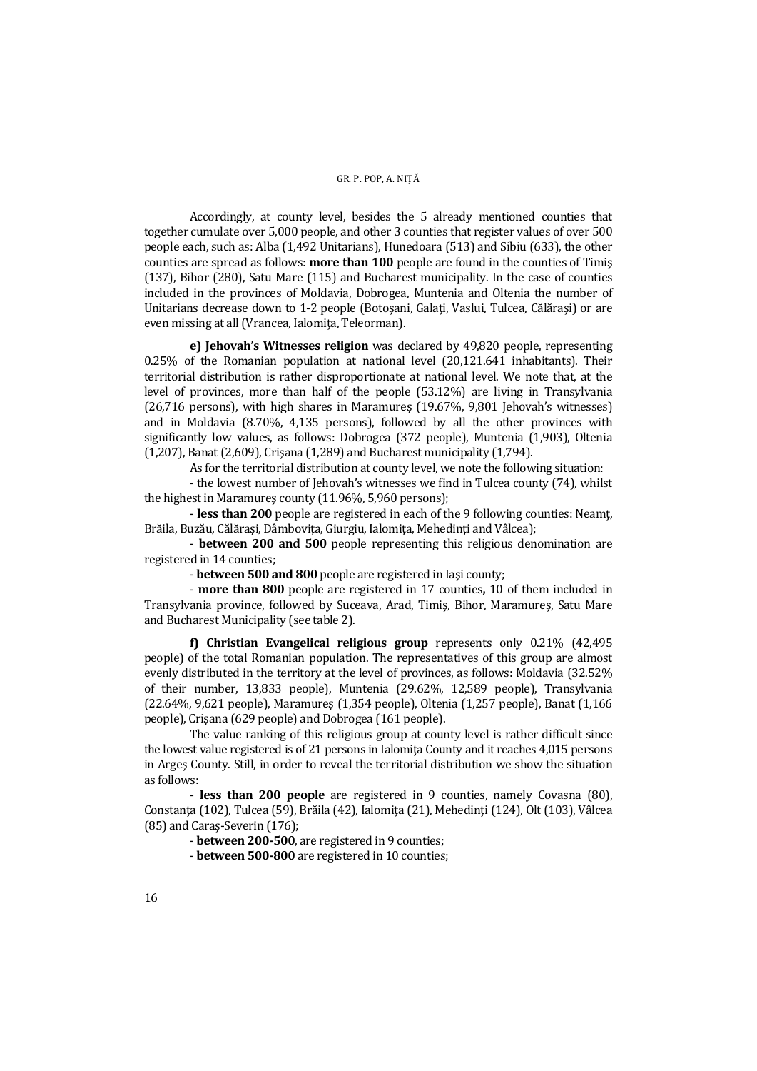Accordingly, at county level, besides the 5 already mentioned counties that together cumulate over 5,000 people, and other 3 counties that register values of over 500 people each, such as: Alba (1,492 Unitarians), Hunedoara (513) and Sibiu (633), the other counties are spread as follows: **more than 100** people are found in the counties of Timiş (137), Bihor (280), Satu Mare (115) and Bucharest municipality. In the case of counties included in the provinces of Moldavia, Dobrogea, Muntenia and Oltenia the number of Unitarians decrease down to 1-2 people (Botoşani, Galaţi, Vaslui, Tulcea, Călăraşi) or are even missing at all (Vrancea, Ialomiţa, Teleorman).

**e) Jehovah's Witnesses religion** was declared by 49,820 people, representing 0.25% of the Romanian population at national level (20,121.641 inhabitants). Their territorial distribution is rather disproportionate at national level. We note that, at the level of provinces, more than half of the people (53.12%) are living in Transylvania (26,716 persons), with high shares in Maramureş (19.67%, 9,801 Jehovah's witnesses) and in Moldavia (8.70%, 4,135 persons), followed by all the other provinces with significantly low values, as follows: Dobrogea (372 people), Muntenia (1,903), Oltenia (1,207), Banat (2,609), Crişana (1,289) and Bucharest municipality (1,794).

As for the territorial distribution at county level, we note the following situation:

- the lowest number of Jehovah's witnesses we find in Tulcea county (74), whilst the highest in Maramureş county (11.96%, 5,960 persons);

- **less than 200** people are registered in each of the 9 following counties: Neamţ, Brăila, Buzău, Călăraşi, Dâmboviţa, Giurgiu, Ialomiţa, Mehedinţi and Vâlcea);

- **between 200 and 500** people representing this religious denomination are registered in 14 counties;

- **between 500 and 800** people are registered in Iaşi county;

- **more than 800** people are registered in 17 counties**,** 10 of them included in Transylvania province, followed by Suceava, Arad, Timiş, Bihor, Maramureş, Satu Mare and Bucharest Municipality (see table 2).

**f) Christian Evangelical religious group** represents only 0.21% (42,495 people) of the total Romanian population. The representatives of this group are almost evenly distributed in the territory at the level of provinces, as follows: Moldavia (32.52% of their number, 13,833 people), Muntenia (29.62%, 12,589 people), Transylvania (22.64%, 9,621 people), Maramureş (1,354 people), Oltenia (1,257 people), Banat (1,166 people), Crişana (629 people) and Dobrogea (161 people).

The value ranking of this religious group at county level is rather difficult since the lowest value registered is of 21 persons in Ialomiţa County and it reaches 4,015 persons in Argeş County. Still, in order to reveal the territorial distribution we show the situation as follows:

**- less than 200 people** are registered in 9 counties, namely Covasna (80), Constanţa (102), Tulcea (59), Brăila (42), Ialomiţa (21), Mehedinţi (124), Olt (103), Vâlcea (85) and Caraş-Severin (176);

- **between 200-500**, are registered in 9 counties;

- **between 500-800** are registered in 10 counties;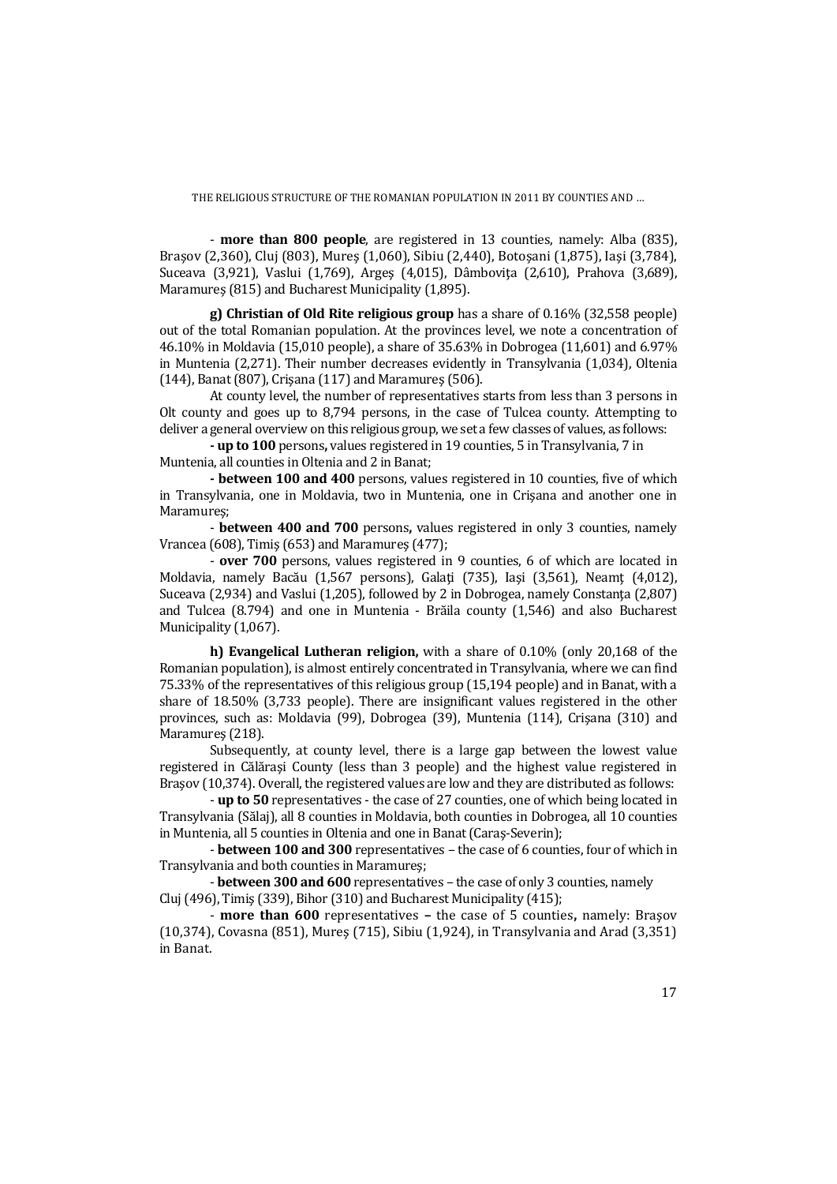- **more than 800 people**, are registered in 13 counties, namely: Alba (835), Braşov (2,360), Cluj (803), Mureş (1,060), Sibiu (2,440), Botoşani (1,875), Iaşi (3,784), Suceava (3,921), Vaslui (1,769), Argeş (4,015), Dâmboviţa (2,610), Prahova (3,689), Maramureş (815) and Bucharest Municipality (1,895).

**g) Christian of Old Rite religious group** has a share of 0.16% (32,558 people) out of the total Romanian population. At the provinces level, we note a concentration of 46.10% in Moldavia (15,010 people), a share of 35.63% in Dobrogea (11,601) and 6.97% in Muntenia (2,271). Their number decreases evidently in Transylvania (1,034), Oltenia (144), Banat (807), Crişana (117) and Maramureş (506).

At county level, the number of representatives starts from less than 3 persons in Olt county and goes up to 8,794 persons, in the case of Tulcea county. Attempting to deliver a general overview on this religious group, we set a few classes of values, as follows:

**- up to 100** persons**,** values registered in 19 counties, 5 in Transylvania, 7 in Muntenia, all counties in Oltenia and 2 in Banat;

**- between 100 and 400** persons, values registered in 10 counties, five of which in Transylvania, one in Moldavia, two in Muntenia, one in Crişana and another one in Maramureş;

- **between 400 and 700** persons**,** values registered in only 3 counties, namely Vrancea (608), Timiş (653) and Maramureş (477);

- **over 700** persons, values registered in 9 counties, 6 of which are located in Moldavia, namely Bacău (1,567 persons), Galaţi (735), Iaşi (3,561), Neamţ (4,012), Suceava (2,934) and Vaslui (1,205), followed by 2 in Dobrogea, namely Constanţa (2,807) and Tulcea (8.794) and one in Muntenia - Brăila county (1,546) and also Bucharest Municipality (1,067).

**h) Evangelical Lutheran religion,** with a share of 0.10% (only 20,168 of the Romanian population), is almost entirely concentrated in Transylvania, where we can find 75.33% of the representatives of this religious group (15,194 people) and in Banat, with a share of 18.50% (3,733 people). There are insignificant values registered in the other provinces, such as: Moldavia (99), Dobrogea (39), Muntenia (114), Crişana (310) and Maramureş (218).

Subsequently, at county level, there is a large gap between the lowest value registered in Călăraşi County (less than 3 people) and the highest value registered in Braşov (10,374). Overall, the registered values are low and they are distributed as follows:

- **up to 50** representatives - the case of 27 counties, one of which being located in Transylvania (Sălaj), all 8 counties in Moldavia, both counties in Dobrogea, all 10 counties in Muntenia, all 5 counties in Oltenia and one in Banat (Caraş-Severin);

- **between 100 and 300** representatives – the case of 6 counties, four of which in Transylvania and both counties in Maramureş;

- **between 300 and 600** representatives – the case of only 3 counties, namely Cluj (496), Timiş (339), Bihor (310) and Bucharest Municipality (415);

- **more than 600** representatives **–** the case of 5 counties**,** namely: Braşov (10,374), Covasna (851), Mureş (715), Sibiu (1,924), in Transylvania and Arad (3,351) in Banat.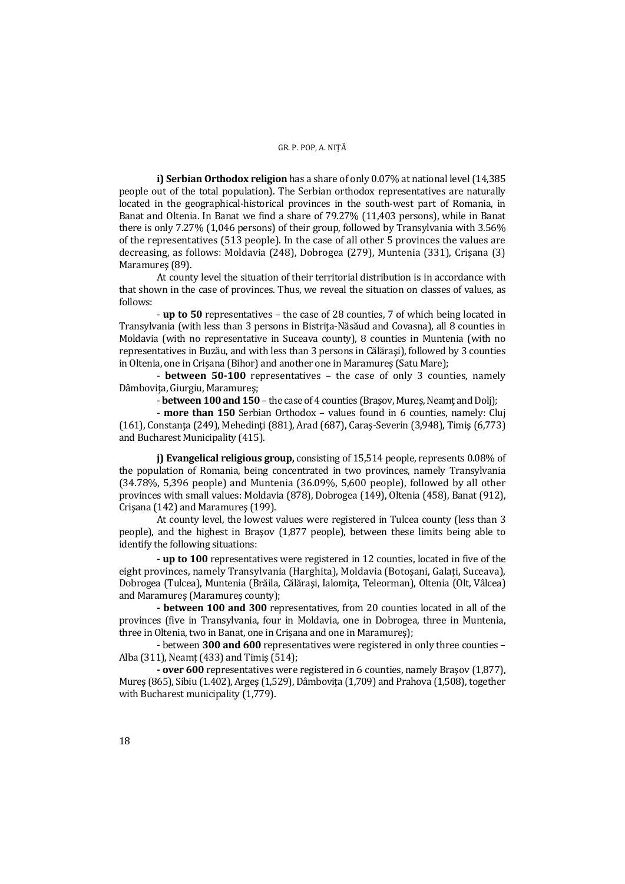**i) Serbian Orthodox religion** has a share of only 0.07% at national level (14,385 people out of the total population). The Serbian orthodox representatives are naturally located in the geographical-historical provinces in the south-west part of Romania, in Banat and Oltenia. In Banat we find a share of 79.27% (11,403 persons), while in Banat there is only 7.27% (1,046 persons) of their group, followed by Transylvania with 3.56% of the representatives (513 people). In the case of all other 5 provinces the values are decreasing, as follows: Moldavia (248), Dobrogea (279), Muntenia (331), Crişana (3) Maramureş (89).

At county level the situation of their territorial distribution is in accordance with that shown in the case of provinces. Thus, we reveal the situation on classes of values, as follows:

- **up to 50** representatives – the case of 28 counties, 7 of which being located in Transylvania (with less than 3 persons in Bistriţa-Năsăud and Covasna), all 8 counties in Moldavia (with no representative in Suceava county), 8 counties in Muntenia (with no representatives in Buzău, and with less than 3 persons in Călăraşi), followed by 3 counties in Oltenia, one in Crişana (Bihor) and another one in Maramureş (Satu Mare);

- **between 50-100** representatives – the case of only 3 counties, namely Dâmboviţa, Giurgiu, Maramureş;

- **between 100 and 150** – the case of 4 counties (Braşov, Mureş, Neamţ and Dolj);

- **more than 150** Serbian Orthodox – values found in 6 counties, namely: Cluj (161), Constanţa (249), Mehedinţi (881), Arad (687), Caraş-Severin (3,948), Timiş (6,773) and Bucharest Municipality (415).

**j) Evangelical religious group,** consisting of 15,514 people, represents 0.08% of the population of Romania, being concentrated in two provinces, namely Transylvania (34.78%, 5,396 people) and Muntenia (36.09%, 5,600 people), followed by all other provinces with small values: Moldavia (878), Dobrogea (149), Oltenia (458), Banat (912), Crişana (142) and Maramureş (199).

At county level, the lowest values were registered in Tulcea county (less than 3 people), and the highest in Braşov (1,877 people), between these limits being able to identify the following situations:

**- up to 100** representatives were registered in 12 counties, located in five of the eight provinces, namely Transylvania (Harghita), Moldavia (Botoşani, Galaţi, Suceava), Dobrogea (Tulcea), Muntenia (Brăila, Călăraşi, Ialomiţa, Teleorman), Oltenia (Olt, Vâlcea) and Maramureş (Maramureş county);

**- between 100 and 300** representatives, from 20 counties located in all of the provinces (five in Transylvania, four in Moldavia, one in Dobrogea, three in Muntenia, three in Oltenia, two in Banat, one in Crişana and one in Maramureş);

- between **300 and 600** representatives were registered in only three counties – Alba (311), Neamţ (433) and Timiş (514);

**- over 600** representatives were registered in 6 counties, namely Braşov (1,877), Mureş (865), Sibiu (1.402), Argeş (1,529), Dâmboviţa (1,709) and Prahova (1,508), together with Bucharest municipality (1,779).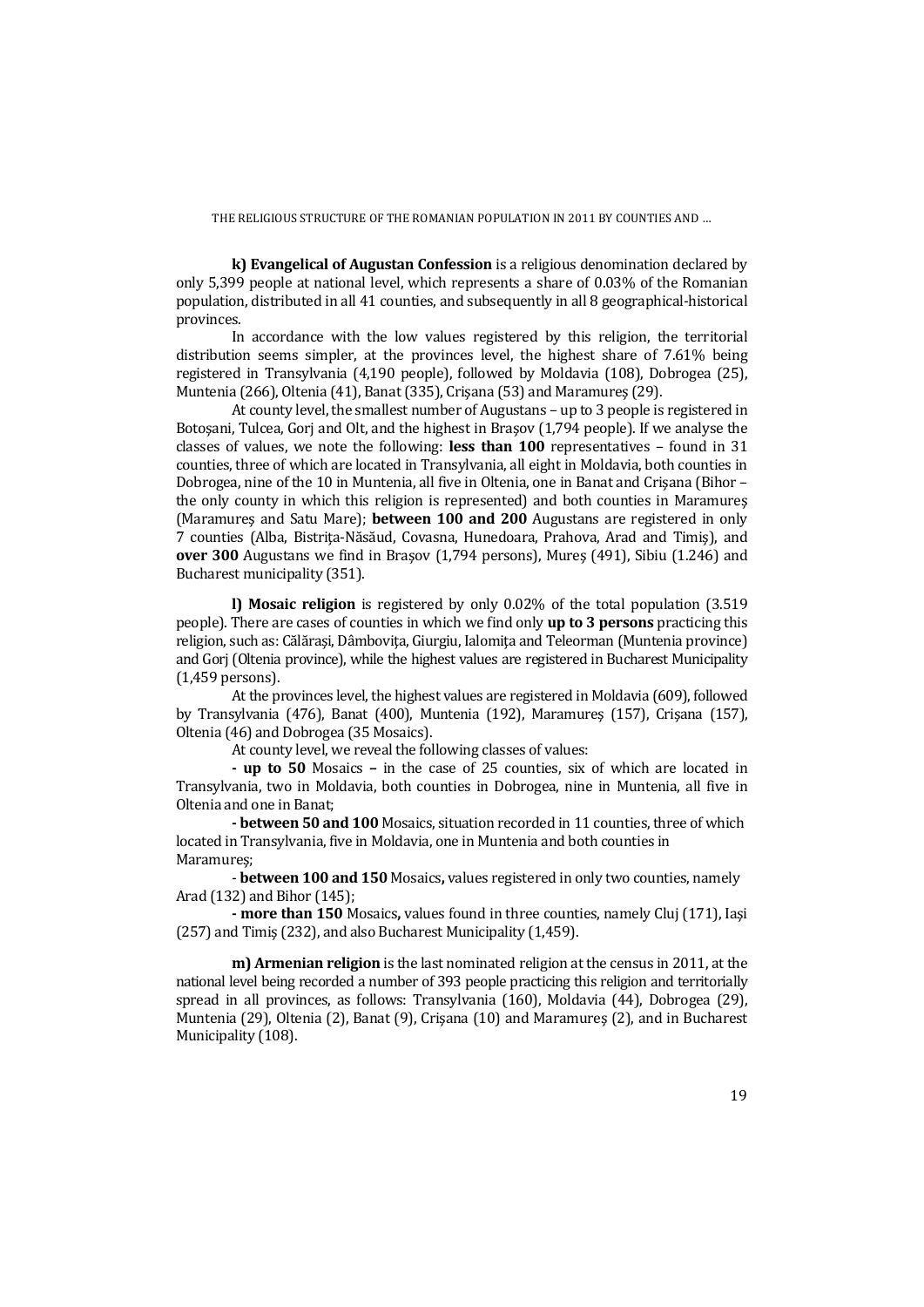**k) Evangelical of Augustan Confession** is a religious denomination declared by only 5,399 people at national level, which represents a share of 0.03% of the Romanian population, distributed in all 41 counties, and subsequently in all 8 geographical-historical provinces.

In accordance with the low values registered by this religion, the territorial distribution seems simpler, at the provinces level, the highest share of 7.61% being registered in Transylvania (4,190 people), followed by Moldavia (108), Dobrogea (25), Muntenia (266), Oltenia (41), Banat (335), Crișana (53) and Maramureș (29).

At county level, the smallest number of Augustans – up to 3 people is registered in Botoșani, Tulcea, Gorj and Olt, and the highest in Brașov (1,794 people). If we analyse the classes of values, we note the following: **less than 100** representatives – found in 31 counties, three of which are located in Transylvania, all eight in Moldavia, both counties in Dobrogea, nine of the 10 in Muntenia, all five in Oltenia, one in Banat and Crișana (Bihor – the only county in which this religion is represented) and both counties in Maramureș (Maramureș and Satu Mare); **between 100 and 200** Augustans are registered in only 7 counties (Alba, Bistrița-Năsăud, Covasna, Hunedoara, Prahova, Arad and Timiș), and **over 300** Augustans we find in Brașov (1,794 persons), Mureș (491), Sibiu (1.246) and Bucharest municipality (351).

**l) Mosaic religion** is registered by only 0.02% of the total population (3.519 people). There are cases of counties in which we find only **up to 3 persons** practicing this religion, such as: Călărași, Dâmbovița, Giurgiu, Ialomița and Teleorman (Muntenia province) and Gorj (Oltenia province), while the highest values are registered in Bucharest Municipality (1,459 persons).

At the provinces level, the highest values are registered in Moldavia (609), followed by Transylvania (476), Banat (400), Muntenia (192), Maramureș (157), Crișana (157), Oltenia (46) and Dobrogea (35 Mosaics).

At county level, we reveal the following classes of values:

**- up to 50** Mosaics **–** in the case of 25 counties, six of which are located in Transylvania, two in Moldavia, both counties in Dobrogea, nine in Muntenia, all five in Oltenia and one in Banat;

**- between 50 and 100** Mosaics, situation recorded in 11 counties, three of which located in Transylvania, five in Moldavia, one in Muntenia and both counties in Maramureș;

- **between 100 and 150** Mosaics**,** values registered in only two counties, namely Arad (132) and Bihor (145);

**- more than 150** Mosaics**,** values found in three counties, namely Cluj (171), Iași (257) and Timiș (232), and also Bucharest Municipality (1,459).

**m) Armenian religion** is the last nominated religion at the census in 2011, at the national level being recorded a number of 393 people practicing this religion and territorially spread in all provinces, as follows: Transylvania (160), Moldavia (44), Dobrogea (29), Muntenia (29), Oltenia (2), Banat (9), Crișana (10) and Maramureș (2), and in Bucharest Municipality (108).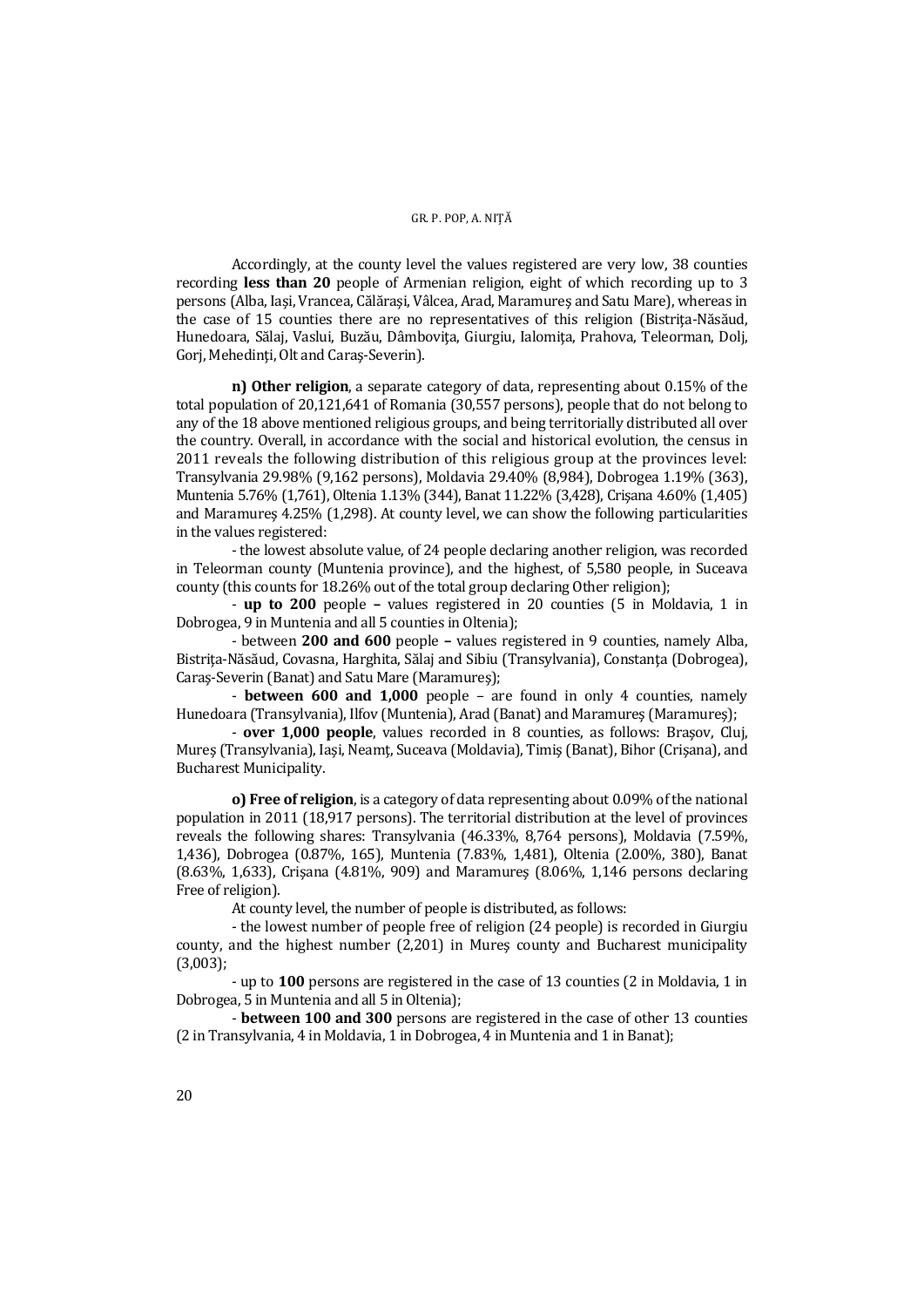Accordingly, at the county level the values registered are very low, 38 counties recording **less than 20** people of Armenian religion, eight of which recording up to 3 persons (Alba, Iaşi, Vrancea, Călăraşi, Vâlcea, Arad, Maramureş and Satu Mare), whereas in the case of 15 counties there are no representatives of this religion (Bistriţa-Năsăud, Hunedoara, Sălaj, Vaslui, Buzău, Dâmboviţa, Giurgiu, Ialomiţa, Prahova, Teleorman, Dolj, Gorj, Mehedinţi, Olt and Caraş-Severin).

**n) Other religion**, a separate category of data, representing about 0.15% of the total population of 20,121,641 of Romania (30,557 persons), people that do not belong to any of the 18 above mentioned religious groups, and being territorially distributed all over the country. Overall, in accordance with the social and historical evolution, the census in 2011 reveals the following distribution of this religious group at the provinces level: Transylvania 29.98% (9,162 persons), Moldavia 29.40% (8,984), Dobrogea 1.19% (363), Muntenia 5.76% (1,761), Oltenia 1.13% (344), Banat 11.22% (3,428), Crişana 4.60% (1,405) and Maramureş 4.25% (1,298). At county level, we can show the following particularities in the values registered:

- the lowest absolute value, of 24 people declaring another religion, was recorded in Teleorman county (Muntenia province), and the highest, of 5,580 people, in Suceava county (this counts for 18.26% out of the total group declaring Other religion);
- **up to 200** people – values registered in 20 counties (5 in Moldavia, 1 in Dobrogea, 9 in Muntenia and all 5 counties in Oltenia);
- between **200 and 600** people – values registered in 9 counties, namely Alba, Bistriţa-Năsăud, Covasna, Harghita, Sălaj and Sibiu (Transylvania), Constanţa (Dobrogea), Caraş-Severin (Banat) and Satu Mare (Maramureş);
- **between 600 and 1,000** people – are found in only 4 counties, namely Hunedoara (Transylvania), Ilfov (Muntenia), Arad (Banat) and Maramureş (Maramureş);
- **over 1,000 people**, values recorded in 8 counties, as follows: Braşov, Cluj, Mureş (Transylvania), Iaşi, Neamţ, Suceava (Moldavia), Timiş (Banat), Bihor (Crişana), and Bucharest Municipality.

**o) Free of religion**, is a category of data representing about 0.09% of the national population in 2011 (18,917 persons). The territorial distribution at the level of provinces reveals the following shares: Transylvania (46.33%, 8,764 persons), Moldavia (7.59%, 1,436), Dobrogea (0.87%, 165), Muntenia (7.83%, 1,481), Oltenia (2.00%, 380), Banat (8.63%, 1,633), Crişana (4.81%, 909) and Maramureş (8.06%, 1,146 persons declaring Free of religion).

At county level, the number of people is distributed, as follows:

- the lowest number of people free of religion (24 people) is recorded in Giurgiu county, and the highest number (2,201) in Mureş county and Bucharest municipality (3,003);
- up to **100** persons are registered in the case of 13 counties (2 in Moldavia, 1 in Dobrogea, 5 in Muntenia and all 5 in Oltenia);
- **between 100 and 300** persons are registered in the case of other 13 counties (2 in Transylvania, 4 in Moldavia, 1 in Dobrogea, 4 in Muntenia and 1 in Banat);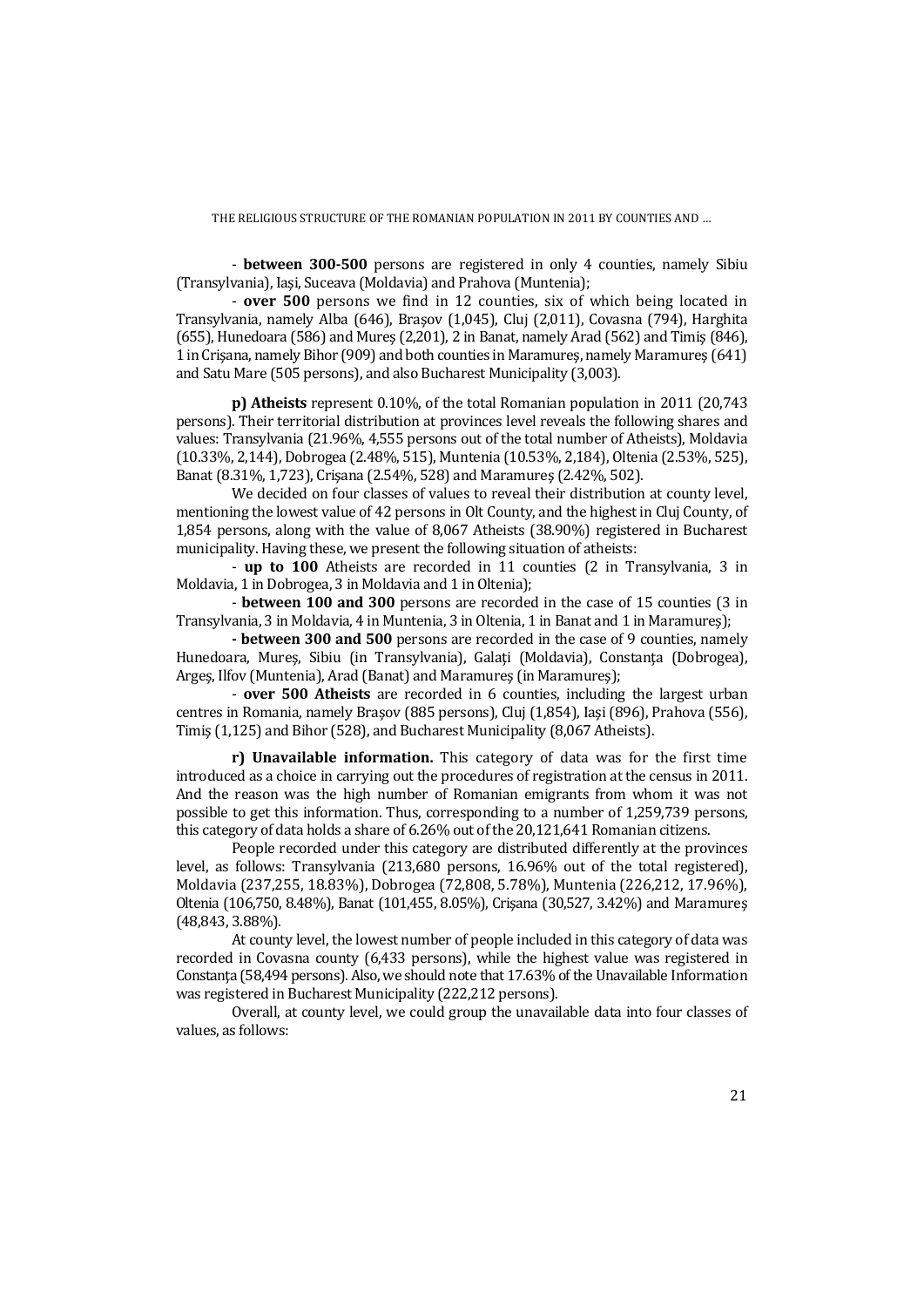- **between 300-500** persons are registered in only 4 counties, namely Sibiu (Transylvania), Iași, Suceava (Moldavia) and Prahova (Muntenia);

- **over 500** persons we find in 12 counties, six of which being located in Transylvania, namely Alba (646), Brașov (1,045), Cluj (2,011), Covasna (794), Harghita (655), Hunedoara (586) and Mureș (2,201), 2 in Banat, namely Arad (562) and Timiș (846), 1 in Crișana, namely Bihor (909) and both counties in Maramureș, namely Maramureș (641) and Satu Mare (505 persons), and also Bucharest Municipality (3,003).

**p) Atheists** represent 0.10%, of the total Romanian population in 2011 (20,743 persons). Their territorial distribution at provinces level reveals the following shares and values: Transylvania (21.96%, 4,555 persons out of the total number of Atheists), Moldavia (10.33%, 2,144), Dobrogea (2.48%, 515), Muntenia (10.53%, 2,184), Oltenia (2.53%, 525), Banat (8.31%, 1,723), Crișana (2.54%, 528) and Maramureș (2.42%, 502).

We decided on four classes of values to reveal their distribution at county level, mentioning the lowest value of 42 persons in Olt County, and the highest in Cluj County, of 1,854 persons, along with the value of 8,067 Atheists (38.90%) registered in Bucharest municipality. Having these, we present the following situation of atheists:

- **up to 100** Atheists are recorded in 11 counties (2 in Transylvania, 3 in Moldavia, 1 in Dobrogea, 3 in Moldavia and 1 in Oltenia);

- **between 100 and 300** persons are recorded in the case of 15 counties (3 in Transylvania, 3 in Moldavia, 4 in Muntenia, 3 in Oltenia, 1 in Banat and 1 in Maramureș);

**- between 300 and 500** persons are recorded in the case of 9 counties, namely Hunedoara, Mureș, Sibiu (in Transylvania), Galați (Moldavia), Constanța (Dobrogea), Argeș, Ilfov (Muntenia), Arad (Banat) and Maramureș (in Maramureș);

- **over 500 Atheists** are recorded in 6 counties, including the largest urban centres in Romania, namely Brașov (885 persons), Cluj (1,854), Iași (896), Prahova (556), Timiș (1,125) and Bihor (528), and Bucharest Municipality (8,067 Atheists).

**r) Unavailable information.** This category of data was for the first time introduced as a choice in carrying out the procedures of registration at the census in 2011. And the reason was the high number of Romanian emigrants from whom it was not possible to get this information. Thus, corresponding to a number of 1,259,739 persons, this category of data holds a share of 6.26% out of the 20,121,641 Romanian citizens.

People recorded under this category are distributed differently at the provinces level, as follows: Transylvania (213,680 persons, 16.96% out of the total registered), Moldavia (237,255, 18.83%), Dobrogea (72,808, 5.78%), Muntenia (226,212, 17.96%), Oltenia (106,750, 8.48%), Banat (101,455, 8.05%), Crișana (30,527, 3.42%) and Maramureș (48,843, 3.88%).

At county level, the lowest number of people included in this category of data was recorded in Covasna county (6,433 persons), while the highest value was registered in Constanța (58,494 persons). Also, we should note that 17.63% of the Unavailable Information was registered in Bucharest Municipality (222,212 persons).

Overall, at county level, we could group the unavailable data into four classes of values, as follows: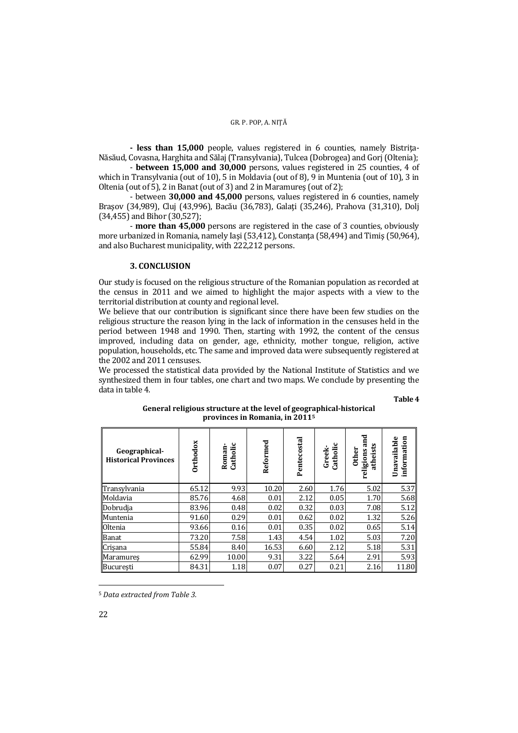**- less than 15,000** people, values registered in 6 counties, namely Bistrița-Năsăud, Covasna, Harghita and Sălaj (Transylvania), Tulcea (Dobrogea) and Gorj (Oltenia);

- **between 15,000 and 30,000** persons, values registered in 25 counties, 4 of which in Transylvania (out of 10), 5 in Moldavia (out of 8), 9 in Muntenia (out of 10), 3 in Oltenia (out of 5), 2 in Banat (out of 3) and 2 in Maramureș (out of 2);

- between **30,000 and 45,000** persons, values registered in 6 counties, namely Brașov (34,989), Cluj (43,996), Bacău (36,783), Galați (35,246), Prahova (31,310), Dolj (34,455) and Bihor (30,527);

- **more than 45,000** persons are registered in the case of 3 counties, obviously more urbanized in Romania, namely Iași (53,412), Constanța (58,494) and Timiș (50,964), and also Bucharest municipality, with 222,212 persons.

## 3. CONCLUSION

Our study is focused on the religious structure of the Romanian population as recorded at the census in 2011 and we aimed to highlight the major aspects with a view to the territorial distribution at county and regional level.

We believe that our contribution is significant since there have been few studies on the religious structure the reason lying in the lack of information in the censuses held in the period between 1948 and 1990. Then, starting with 1992, the content of the census improved, including data on gender, age, ethnicity, mother tongue, religion, active population, households, etc. The same and improved data were subsequently registered at the 2002 and 2011 censuses.

We processed the statistical data provided by the National Institute of Statistics and we synthesized them in four tables, one chart and two maps. We conclude by presenting the data in table 4.

**Table 4**

**General religious structure at the level of geographical-historical provinces in Romania, in 2011**[5]

| Geographical-Historical Provinces | Orthodox | Roman-Catholic | Reformed | Pentecostal | Greek-Catholic | Other religions and atheists | Unavailable information |
|---|---|---|---|---|---|---|---|
| Transylvania | 65.12 | 9.93 | 10.20 | 2.60 | 1.76 | 5.02 | 5.37 |
| Moldavia | 85.76 | 4.68 | 0.01 | 2.12 | 0.05 | 1.70 | 5.68 |
| Dobrudja | 83.96 | 0.48 | 0.02 | 0.32 | 0.03 | 7.08 | 5.12 |
| Muntenia | 91.60 | 0.29 | 0.01 | 0.62 | 0.02 | 1.32 | 5.26 |
| Oltenia | 93.66 | 0.16 | 0.01 | 0.35 | 0.02 | 0.65 | 5.14 |
| Banat | 73.20 | 7.58 | 1.43 | 4.54 | 1.02 | 5.03 | 7.20 |
| Crișana | 55.84 | 8.40 | 16.53 | 6.60 | 2.12 | 5.18 | 5.31 |
| Maramureș | 62.99 | 10.00 | 9.31 | 3.22 | 5.64 | 2.91 | 5.93 |
| București | 84.31 | 1.18 | 0.07 | 0.27 | 0.21 | 2.16 | 11.80 |

[5] *Data extracted from Table 3.*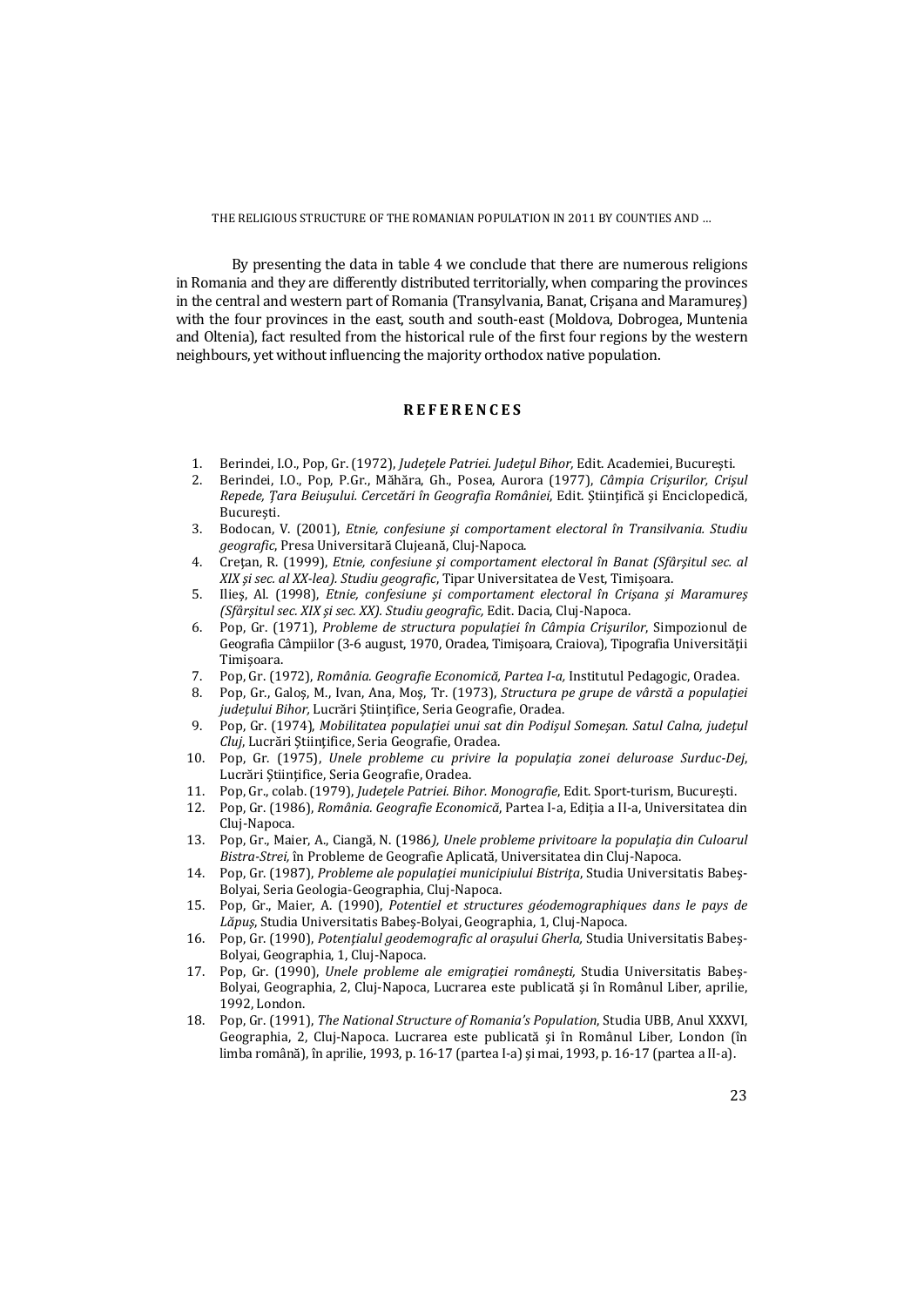By presenting the data in table 4 we conclude that there are numerous religions in Romania and they are differently distributed territorially, when comparing the provinces in the central and western part of Romania (Transylvania, Banat, Crişana and Maramureş) with the four provinces in the east, south and south-east (Moldova, Dobrogea, Muntenia and Oltenia), fact resulted from the historical rule of the first four regions by the western neighbours, yet without influencing the majority orthodox native population.

## REFERENCES

1. Berindei, I.O., Pop, Gr. (1972), *Judeţele Patriei. Judeţul Bihor,* Edit. Academiei, Bucureşti.
2. Berindei, I.O., Pop, P.Gr., Măhăra, Gh., Posea, Aurora (1977), *Câmpia Crişurilor, Crişul Repede, Ţara Beiuşului. Cercetări în Geografia României*, Edit. Ştiinţifică şi Enciclopedică, Bucureşti.
3. Bodocan, V. (2001), *Etnie, confesiune şi comportament electoral în Transilvania. Studiu geografic*, Presa Universitară Clujeană, Cluj-Napoca.
4. Creţan, R. (1999), *Etnie, confesiune şi comportament electoral în Banat (Sfârşitul sec. al XIX şi sec. al XX-lea). Studiu geografic*, Tipar Universitatea de Vest, Timişoara.
5. Ilieş, Al. (1998), *Etnie, confesiune şi comportament electoral în Crişana şi Maramureş (Sfârşitul sec. XIX şi sec. XX). Studiu geografic,* Edit. Dacia, Cluj-Napoca.
6. Pop, Gr. (1971), *Probleme de structura populaţiei în Câmpia Crişurilor*, Simpozionul de Geografia Câmpiilor (3-6 august, 1970, Oradea, Timişoara, Craiova), Tipografia Universităţii Timişoara.
7. Pop, Gr. (1972), *România. Geografie Economică, Partea I-a,* Institutul Pedagogic, Oradea.
8. Pop, Gr., Galoş, M., Ivan, Ana, Moş, Tr. (1973), *Structura pe grupe de vârstă a populaţiei judeţului Bihor,* Lucrări Ştiinţifice, Seria Geografie, Oradea.
9. Pop, Gr. (1974), *Mobilitatea populaţiei unui sat din Podişul Someşan. Satul Calna, judeţul Cluj*, Lucrări Ştiinţifice, Seria Geografie, Oradea.
10. Pop, Gr. (1975), *Unele probleme cu privire la populaţia zonei deluroase Surduc-Dej*, Lucrări Ştiinţifice, Seria Geografie, Oradea.
11. Pop, Gr., colab. (1979), *Judeţele Patriei. Bihor. Monografie*, Edit. Sport-turism, Bucureşti.
12. Pop, Gr. (1986), *România. Geografie Economică*, Partea I-a, Ediţia a II-a, Universitatea din Cluj-Napoca.
13. Pop, Gr., Maier, A., Ciangă, N. (1986*), Unele probleme privitoare la populaţia din Culoarul Bistra-Strei,* în Probleme de Geografie Aplicată, Universitatea din Cluj-Napoca.
14. Pop, Gr. (1987), *Probleme ale populaţiei municipiului Bistriţa*, Studia Universitatis Babeş-Bolyai, Seria Geologia-Geographia, Cluj-Napoca.
15. Pop, Gr., Maier, A. (1990), *Potentiel et structures géodemographiques dans le pays de Lăpuş*, Studia Universitatis Babeş-Bolyai, Geographia, 1, Cluj-Napoca.
16. Pop, Gr. (1990), *Potenţialul geodemografic al oraşului Gherla,* Studia Universitatis Babeş-Bolyai, Geographia, 1, Cluj-Napoca.
17. Pop, Gr. (1990), *Unele probleme ale emigraţiei româneşti*, Studia Universitatis Babeş-Bolyai, Geographia, 2, Cluj-Napoca, Lucrarea este publicată şi în Românul Liber, aprilie, 1992, London.
18. Pop, Gr. (1991), *The National Structure of Romania's Population*, Studia UBB, Anul XXXVI, Geographia, 2, Cluj-Napoca. Lucrarea este publicată şi în Românul Liber, London (în limba română), în aprilie, 1993, p. 16-17 (partea I-a) şi mai, 1993, p. 16-17 (partea a II-a).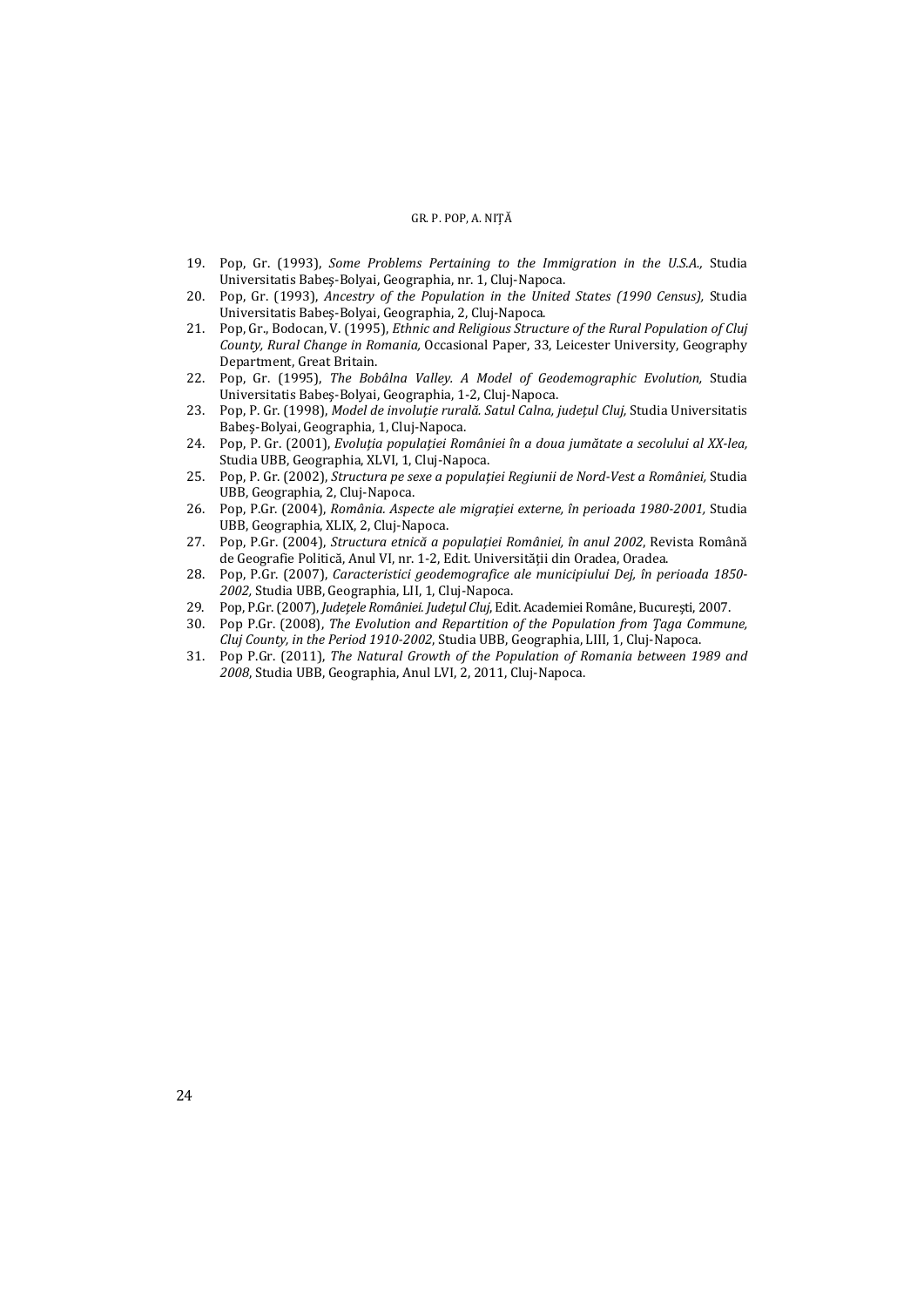19. Pop, Gr. (1993), *Some Problems Pertaining to the Immigration in the U.S.A.,* Studia Universitatis Babeş-Bolyai, Geographia, nr. 1, Cluj-Napoca.
20. Pop, Gr. (1993), *Ancestry of the Population in the United States (1990 Census),* Studia Universitatis Babeş-Bolyai, Geographia, 2, Cluj-Napoca.
21. Pop, Gr., Bodocan, V. (1995), *Ethnic and Religious Structure of the Rural Population of Cluj County, Rural Change in Romania,* Occasional Paper, 33, Leicester University, Geography Department, Great Britain.
22. Pop, Gr. (1995), *The Bobâlna Valley. A Model of Geodemographic Evolution,* Studia Universitatis Babeş-Bolyai, Geographia, 1-2, Cluj-Napoca.
23. Pop, P. Gr. (1998), *Model de involuție rurală. Satul Calna, județul Cluj,* Studia Universitatis Babeş-Bolyai, Geographia, 1, Cluj-Napoca.
24. Pop, P. Gr. (2001), *Evoluția populației României în a doua jumătate a secolului al XX-lea,* Studia UBB, Geographia, XLVI, 1, Cluj-Napoca.
25. Pop, P. Gr. (2002), *Structura pe sexe a populației Regiunii de Nord-Vest a României,* Studia UBB, Geographia, 2, Cluj-Napoca.
26. Pop, P.Gr. (2004), *România. Aspecte ale migrației externe, în perioada 1980-2001,* Studia UBB, Geographia, XLIX, 2, Cluj-Napoca.
27. Pop, P.Gr. (2004), *Structura etnică a populației României, în anul 2002*, Revista Română de Geografie Politică, Anul VI, nr. 1-2, Edit. Universității din Oradea, Oradea.
28. Pop, P.Gr. (2007), *Caracteristici geodemografice ale municipiului Dej, în perioada 1850-2002,* Studia UBB, Geographia, LII, 1, Cluj-Napoca.
29. Pop, P.Gr. (2007), *Județele României. Județul Cluj*, Edit. Academiei Române, Bucureşti, 2007.
30. Pop P.Gr. (2008), *The Evolution and Repartition of the Population from Ţaga Commune, Cluj County, in the Period 1910-2002*, Studia UBB, Geographia, LIII, 1, Cluj-Napoca.
31. Pop P.Gr. (2011), *The Natural Growth of the Population of Romania between 1989 and 2008*, Studia UBB, Geographia, Anul LVI, 2, 2011, Cluj-Napoca.